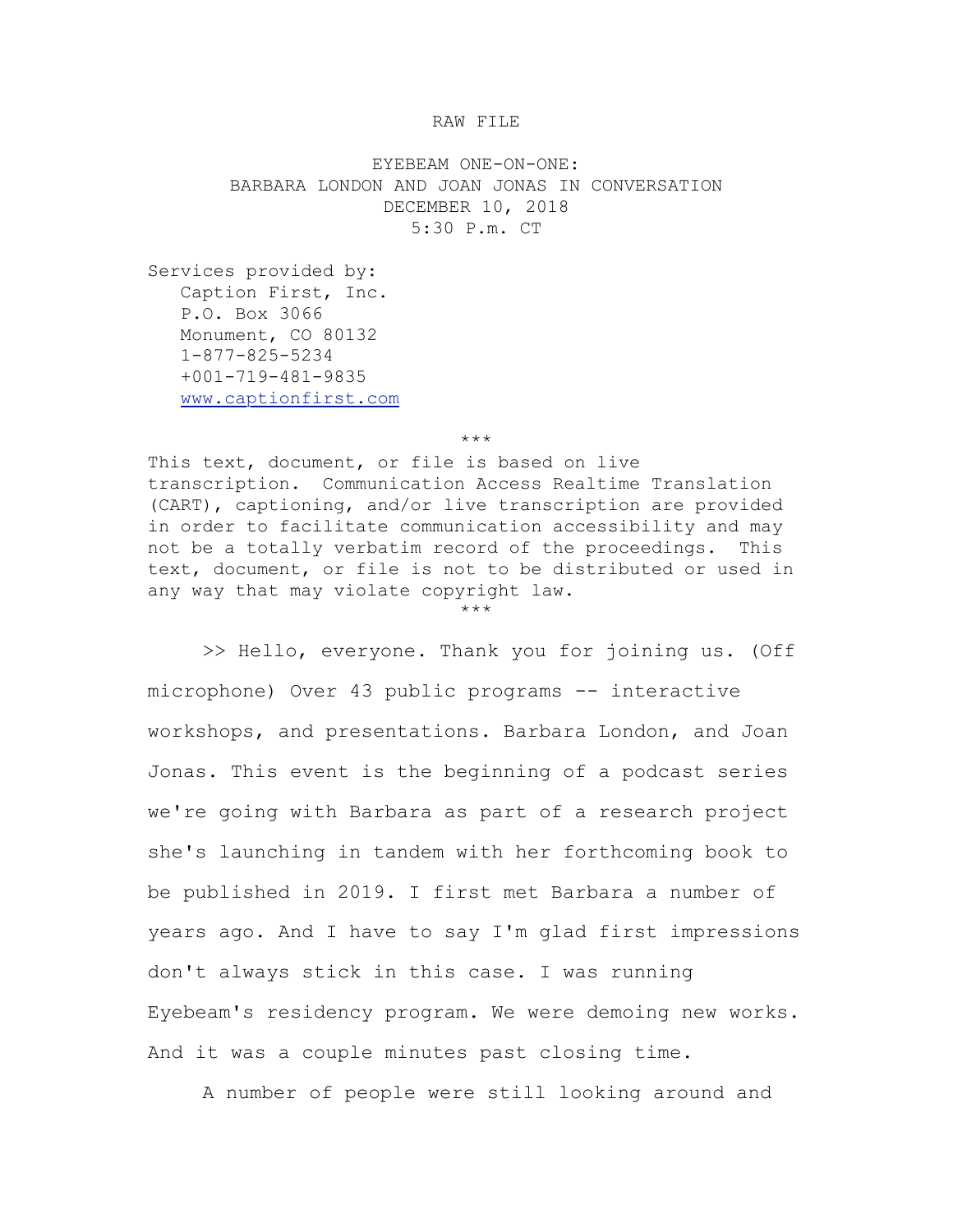RAW FILE

EYEBEAM ONE-ON-ONE:
BARBARA LONDON AND JOAN JONAS IN CONVERSATION
DECEMBER 10, 2018
5:30 P.m. CT

Services provided by:
Caption First, Inc.
P.O. Box 3066
Monument, CO 80132
1-877-825-5234
+001-719-481-9835
www.captionfirst.com

***

This text, document, or file is based on live transcription. Communication Access Realtime Translation (CART), captioning, and/or live transcription are provided in order to facilitate communication accessibility and may not be a totally verbatim record of the proceedings. This text, document, or file is not to be distributed or used in any way that may violate copyright law.

***

>> Hello, everyone. Thank you for joining us. (Off microphone) Over 43 public programs -- interactive workshops, and presentations. Barbara London, and Joan Jonas. This event is the beginning of a podcast series we're going with Barbara as part of a research project she's launching in tandem with her forthcoming book to be published in 2019. I first met Barbara a number of years ago. And I have to say I'm glad first impressions don't always stick in this case. I was running Eyebeam's residency program. We were demoing new works. And it was a couple minutes past closing time.

A number of people were still looking around and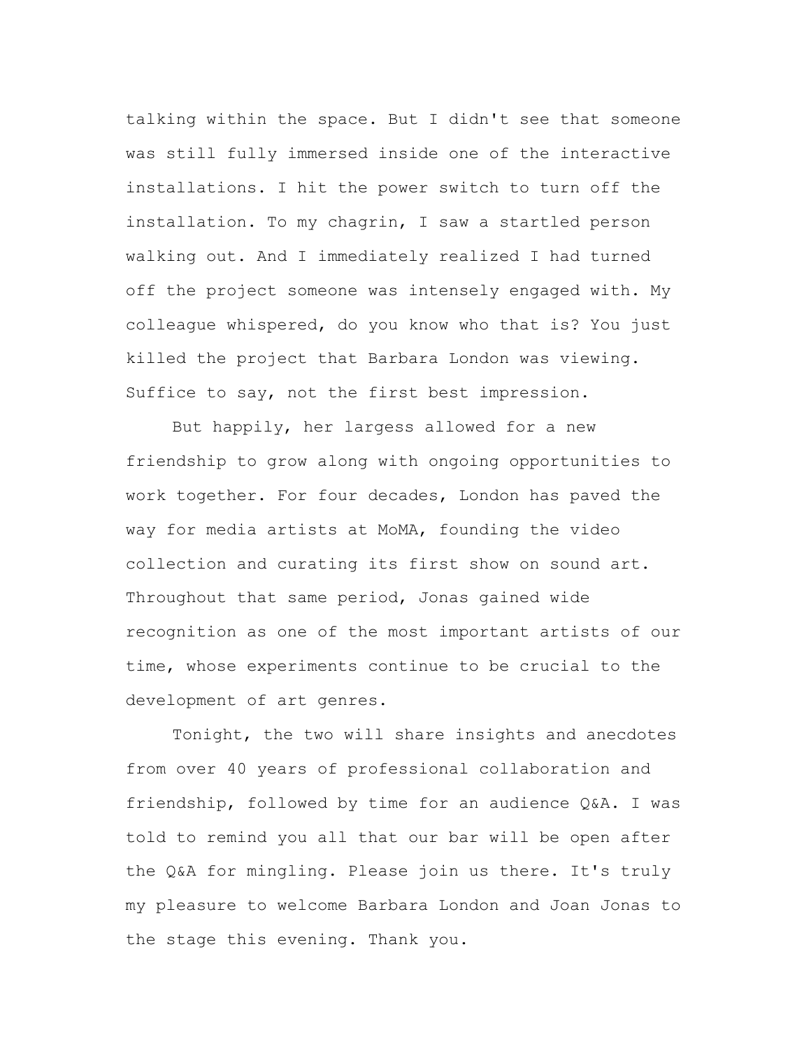talking within the space. But I didn't see that someone was still fully immersed inside one of the interactive installations. I hit the power switch to turn off the installation. To my chagrin, I saw a startled person walking out. And I immediately realized I had turned off the project someone was intensely engaged with. My colleague whispered, do you know who that is? You just killed the project that Barbara London was viewing. Suffice to say, not the first best impression.

But happily, her largess allowed for a new friendship to grow along with ongoing opportunities to work together. For four decades, London has paved the way for media artists at MoMA, founding the video collection and curating its first show on sound art. Throughout that same period, Jonas gained wide recognition as one of the most important artists of our time, whose experiments continue to be crucial to the development of art genres.

Tonight, the two will share insights and anecdotes from over 40 years of professional collaboration and friendship, followed by time for an audience Q&A. I was told to remind you all that our bar will be open after the Q&A for mingling. Please join us there. It's truly my pleasure to welcome Barbara London and Joan Jonas to the stage this evening. Thank you.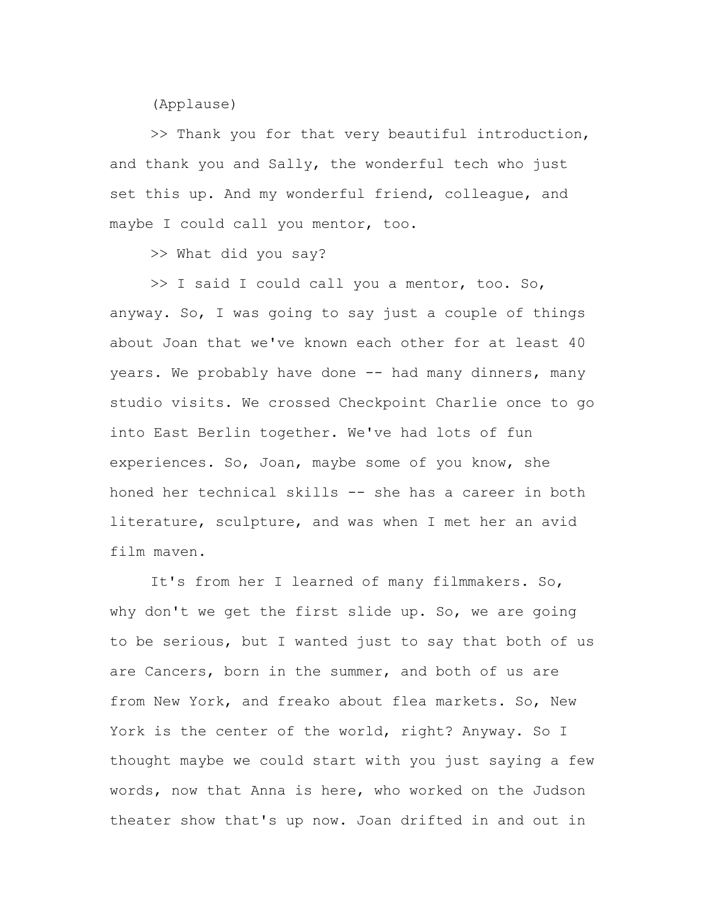(Applause)

>> Thank you for that very beautiful introduction, and thank you and Sally, the wonderful tech who just set this up. And my wonderful friend, colleague, and maybe I could call you mentor, too.

>> What did you say?

>> I said I could call you a mentor, too. So, anyway. So, I was going to say just a couple of things about Joan that we've known each other for at least 40 years. We probably have done -- had many dinners, many studio visits. We crossed Checkpoint Charlie once to go into East Berlin together. We've had lots of fun experiences. So, Joan, maybe some of you know, she honed her technical skills -- she has a career in both literature, sculpture, and was when I met her an avid film maven.

It's from her I learned of many filmmakers. So, why don't we get the first slide up. So, we are going to be serious, but I wanted just to say that both of us are Cancers, born in the summer, and both of us are from New York, and freako about flea markets. So, New York is the center of the world, right? Anyway. So I thought maybe we could start with you just saying a few words, now that Anna is here, who worked on the Judson theater show that's up now. Joan drifted in and out in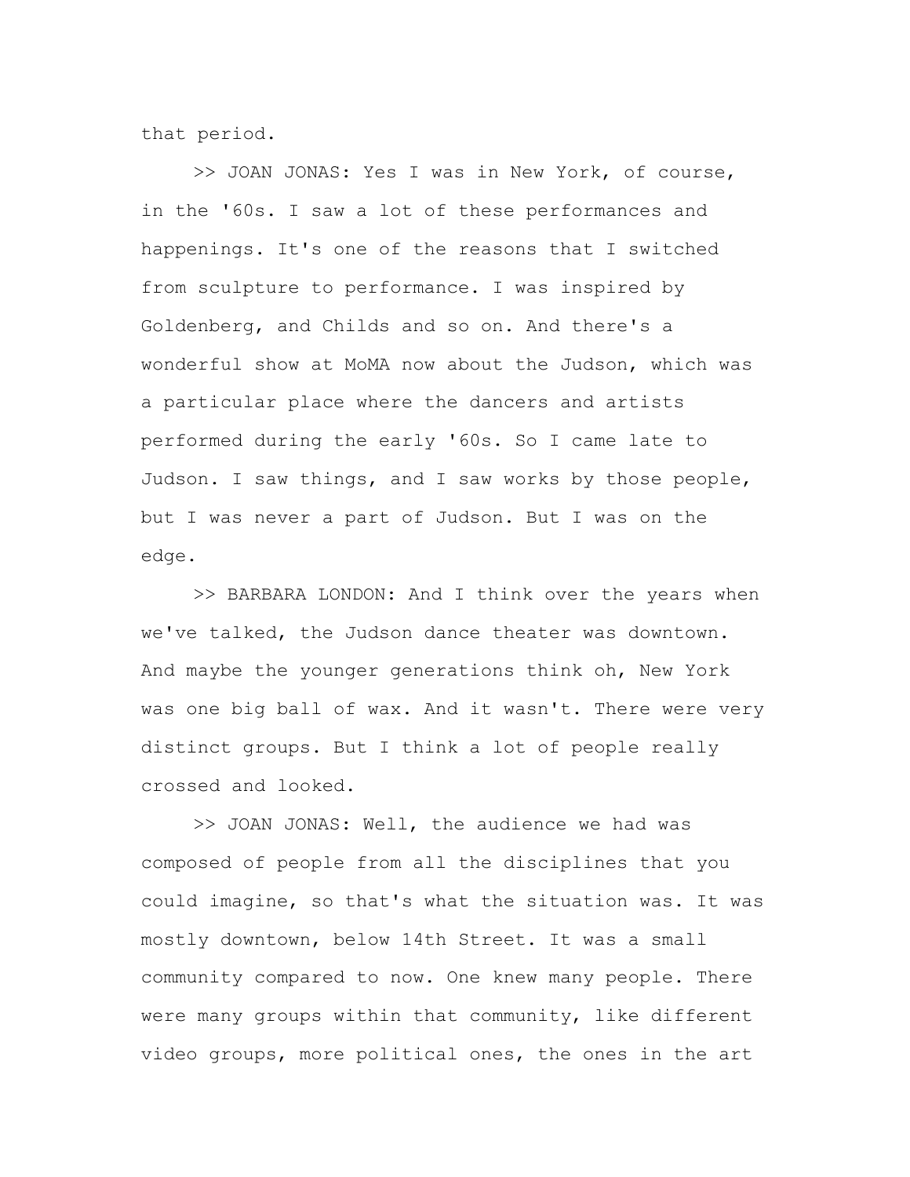that period.

>> JOAN JONAS: Yes I was in New York, of course, in the '60s. I saw a lot of these performances and happenings. It's one of the reasons that I switched from sculpture to performance. I was inspired by Goldenberg, and Childs and so on. And there's a wonderful show at MoMA now about the Judson, which was a particular place where the dancers and artists performed during the early '60s. So I came late to Judson. I saw things, and I saw works by those people, but I was never a part of Judson. But I was on the edge.

>> BARBARA LONDON: And I think over the years when we've talked, the Judson dance theater was downtown. And maybe the younger generations think oh, New York was one big ball of wax. And it wasn't. There were very distinct groups. But I think a lot of people really crossed and looked.

>> JOAN JONAS: Well, the audience we had was composed of people from all the disciplines that you could imagine, so that's what the situation was. It was mostly downtown, below 14th Street. It was a small community compared to now. One knew many people. There were many groups within that community, like different video groups, more political ones, the ones in the art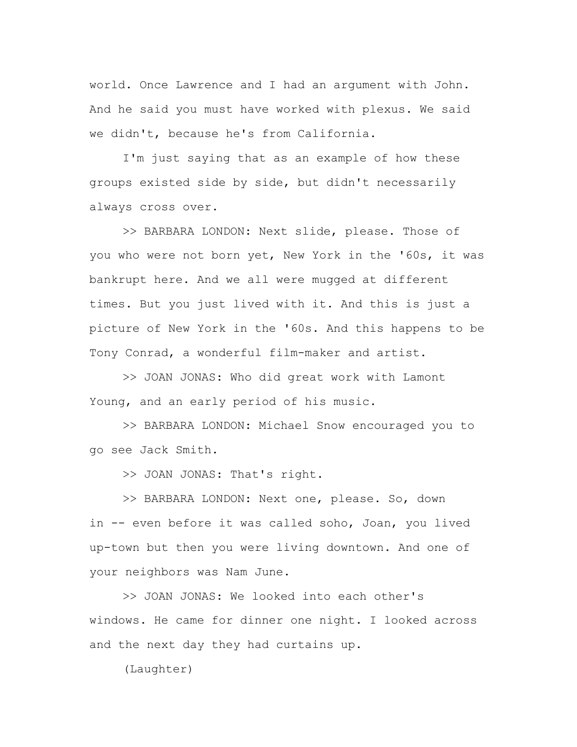world. Once Lawrence and I had an argument with John. And he said you must have worked with plexus. We said we didn't, because he's from California.

I'm just saying that as an example of how these groups existed side by side, but didn't necessarily always cross over.

>> BARBARA LONDON: Next slide, please. Those of you who were not born yet, New York in the '60s, it was bankrupt here. And we all were mugged at different times. But you just lived with it. And this is just a picture of New York in the '60s. And this happens to be Tony Conrad, a wonderful film-maker and artist.

>> JOAN JONAS: Who did great work with Lamont Young, and an early period of his music.

>> BARBARA LONDON: Michael Snow encouraged you to go see Jack Smith.

>> JOAN JONAS: That's right.

>> BARBARA LONDON: Next one, please. So, down in -- even before it was called soho, Joan, you lived up-town but then you were living downtown. And one of your neighbors was Nam June.

>> JOAN JONAS: We looked into each other's windows. He came for dinner one night. I looked across and the next day they had curtains up.

(Laughter)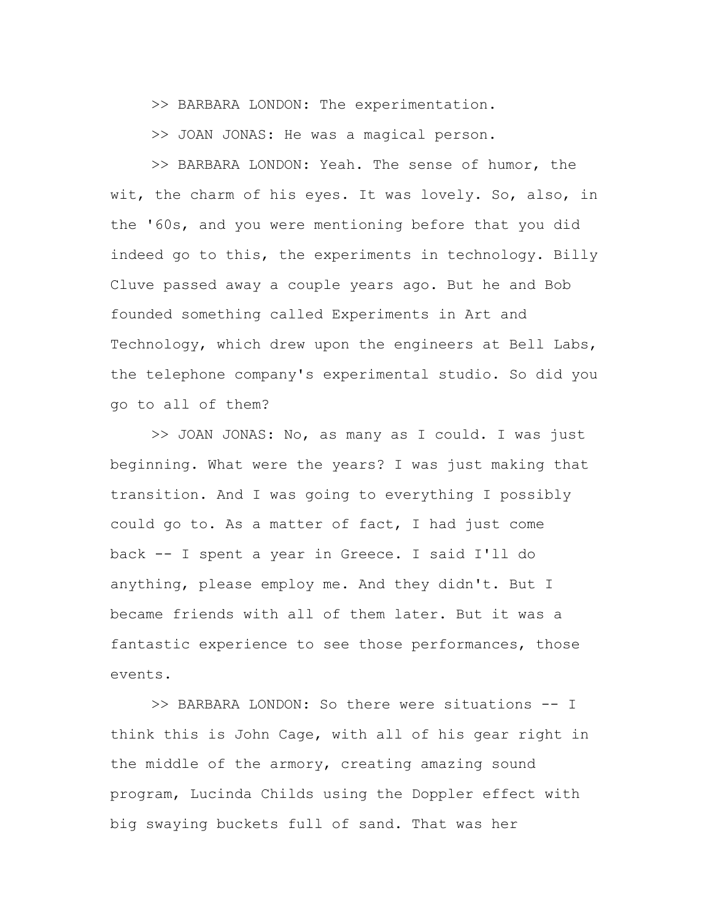>> BARBARA LONDON: The experimentation.

>> JOAN JONAS: He was a magical person.

>> BARBARA LONDON: Yeah. The sense of humor, the wit, the charm of his eyes. It was lovely. So, also, in the '60s, and you were mentioning before that you did indeed go to this, the experiments in technology. Billy Cluve passed away a couple years ago. But he and Bob founded something called Experiments in Art and Technology, which drew upon the engineers at Bell Labs, the telephone company's experimental studio. So did you go to all of them?

>> JOAN JONAS: No, as many as I could. I was just beginning. What were the years? I was just making that transition. And I was going to everything I possibly could go to. As a matter of fact, I had just come back -- I spent a year in Greece. I said I'll do anything, please employ me. And they didn't. But I became friends with all of them later. But it was a fantastic experience to see those performances, those events.

>> BARBARA LONDON: So there were situations -- I think this is John Cage, with all of his gear right in the middle of the armory, creating amazing sound program, Lucinda Childs using the Doppler effect with big swaying buckets full of sand. That was her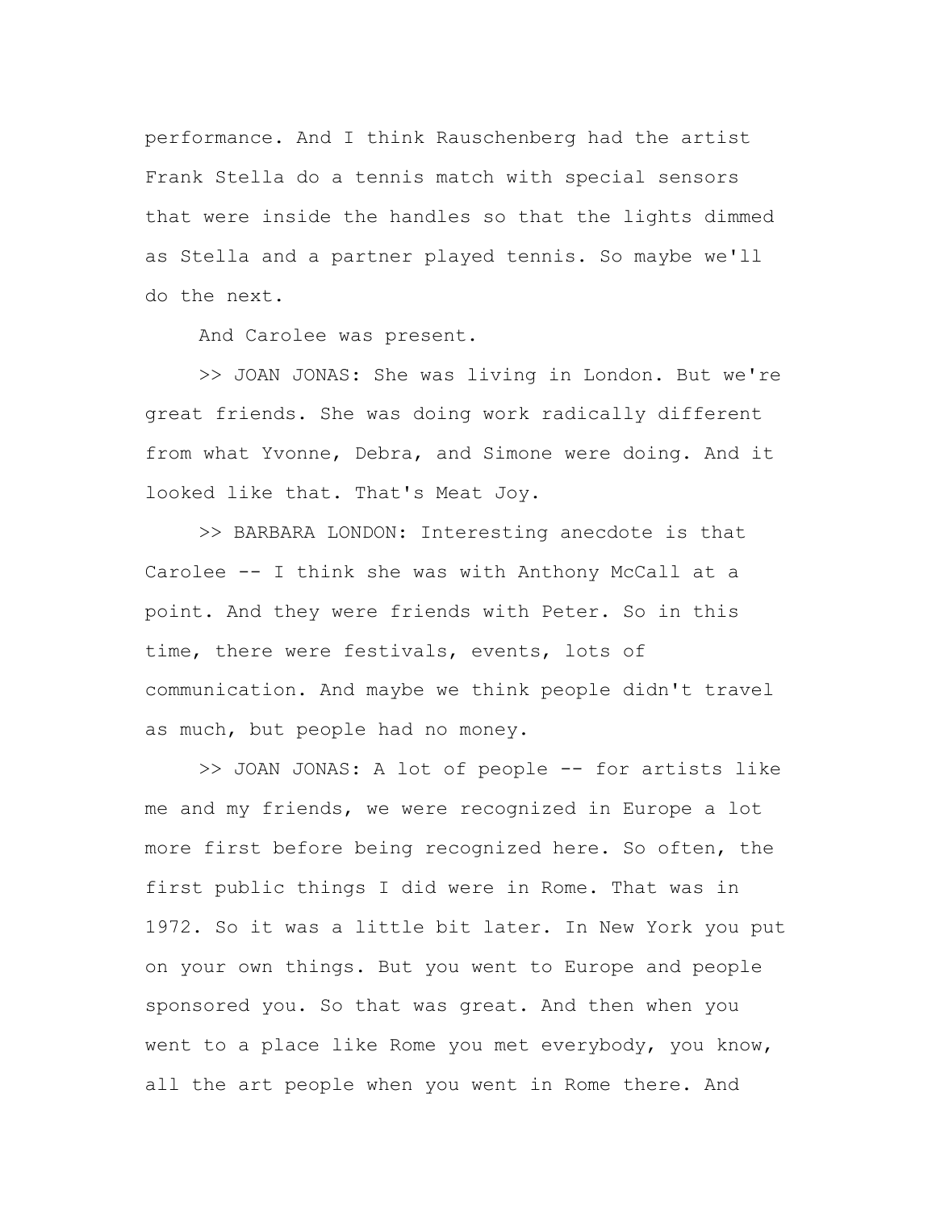performance. And I think Rauschenberg had the artist Frank Stella do a tennis match with special sensors that were inside the handles so that the lights dimmed as Stella and a partner played tennis. So maybe we'll do the next.

And Carolee was present.

>> JOAN JONAS: She was living in London. But we're great friends. She was doing work radically different from what Yvonne, Debra, and Simone were doing. And it looked like that. That's Meat Joy.

>> BARBARA LONDON: Interesting anecdote is that Carolee -- I think she was with Anthony McCall at a point. And they were friends with Peter. So in this time, there were festivals, events, lots of communication. And maybe we think people didn't travel as much, but people had no money.

>> JOAN JONAS: A lot of people -- for artists like me and my friends, we were recognized in Europe a lot more first before being recognized here. So often, the first public things I did were in Rome. That was in 1972. So it was a little bit later. In New York you put on your own things. But you went to Europe and people sponsored you. So that was great. And then when you went to a place like Rome you met everybody, you know, all the art people when you went in Rome there. And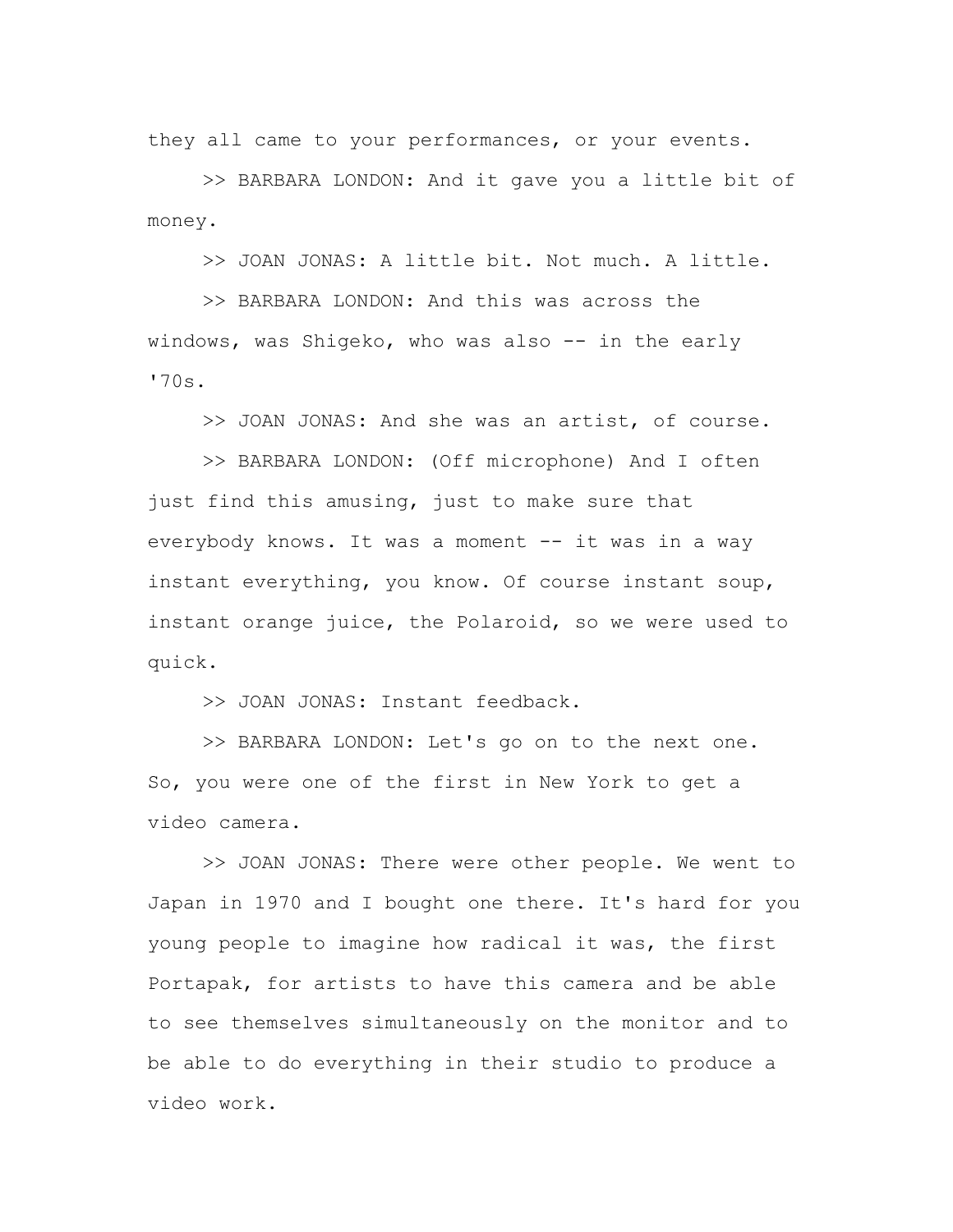they all came to your performances, or your events.

>> BARBARA LONDON: And it gave you a little bit of money.

>> JOAN JONAS: A little bit. Not much. A little.

>> BARBARA LONDON: And this was across the windows, was Shigeko, who was also -- in the early '70s.

>> JOAN JONAS: And she was an artist, of course.

>> BARBARA LONDON: (Off microphone) And I often just find this amusing, just to make sure that everybody knows. It was a moment -- it was in a way instant everything, you know. Of course instant soup, instant orange juice, the Polaroid, so we were used to quick.

>> JOAN JONAS: Instant feedback.

>> BARBARA LONDON: Let's go on to the next one. So, you were one of the first in New York to get a video camera.

>> JOAN JONAS: There were other people. We went to Japan in 1970 and I bought one there. It's hard for you young people to imagine how radical it was, the first Portapak, for artists to have this camera and be able to see themselves simultaneously on the monitor and to be able to do everything in their studio to produce a video work.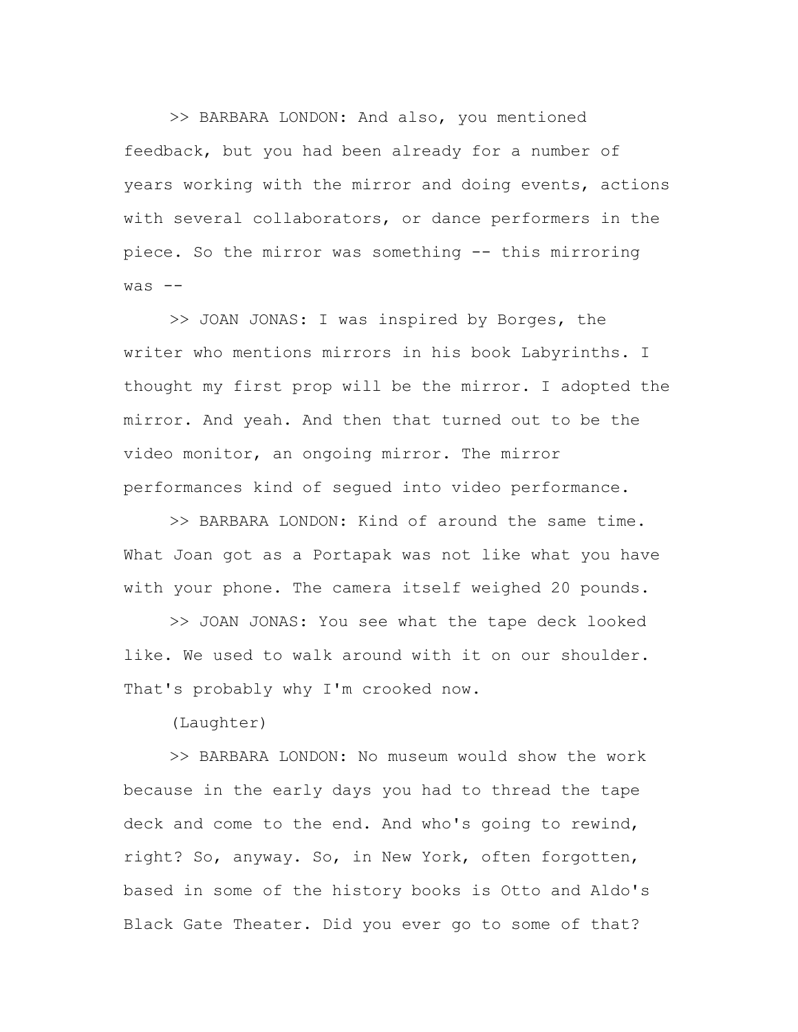>> BARBARA LONDON: And also, you mentioned feedback, but you had been already for a number of years working with the mirror and doing events, actions with several collaborators, or dance performers in the piece. So the mirror was something -- this mirroring was --

>> JOAN JONAS: I was inspired by Borges, the writer who mentions mirrors in his book Labyrinths. I thought my first prop will be the mirror. I adopted the mirror. And yeah. And then that turned out to be the video monitor, an ongoing mirror. The mirror performances kind of segued into video performance.

>> BARBARA LONDON: Kind of around the same time. What Joan got as a Portapak was not like what you have with your phone. The camera itself weighed 20 pounds.

>> JOAN JONAS: You see what the tape deck looked like. We used to walk around with it on our shoulder. That's probably why I'm crooked now.

(Laughter)

>> BARBARA LONDON: No museum would show the work because in the early days you had to thread the tape deck and come to the end. And who's going to rewind, right? So, anyway. So, in New York, often forgotten, based in some of the history books is Otto and Aldo's Black Gate Theater. Did you ever go to some of that?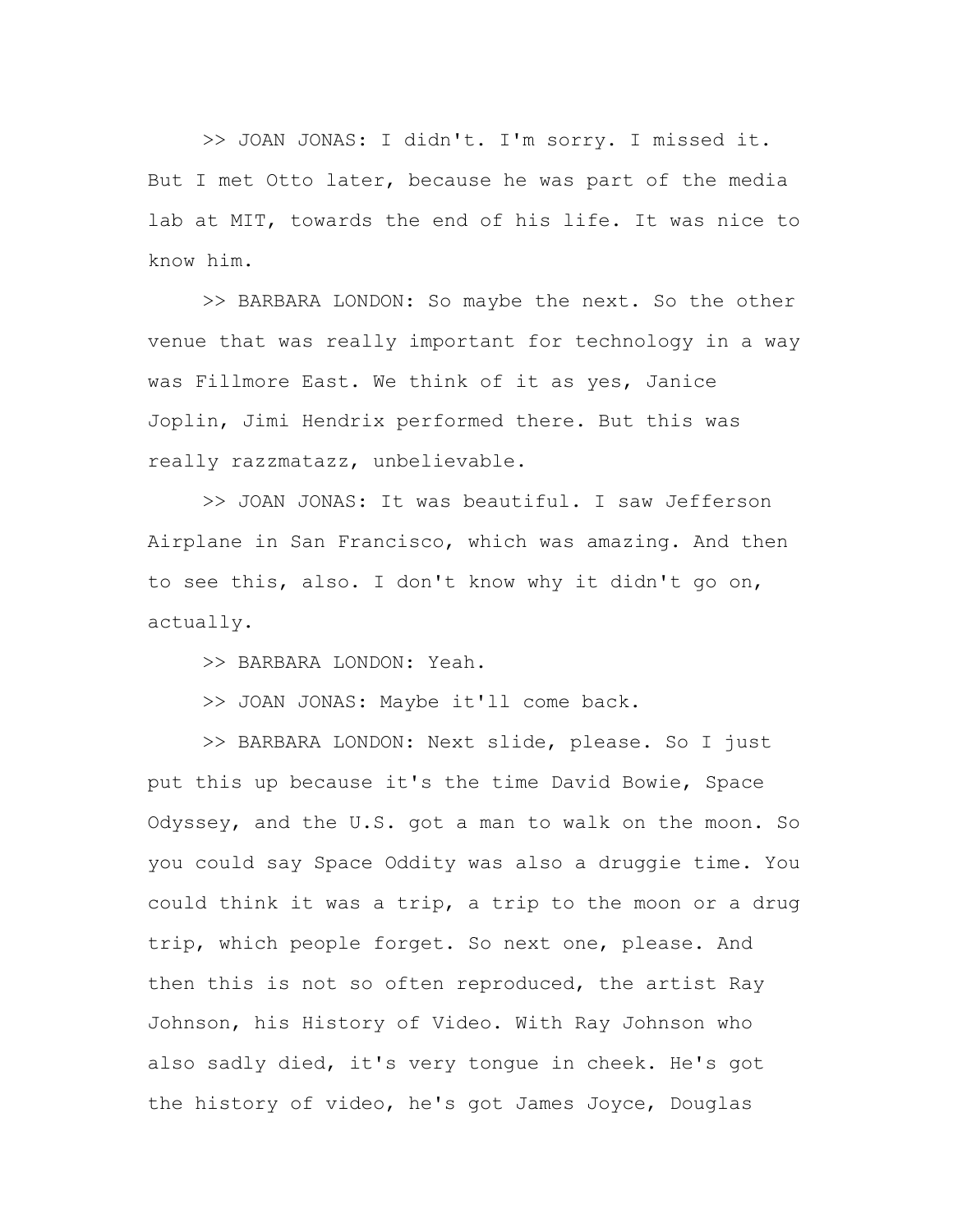>> JOAN JONAS: I didn't. I'm sorry. I missed it. But I met Otto later, because he was part of the media lab at MIT, towards the end of his life. It was nice to know him.

>> BARBARA LONDON: So maybe the next. So the other venue that was really important for technology in a way was Fillmore East. We think of it as yes, Janice Joplin, Jimi Hendrix performed there. But this was really razzmatazz, unbelievable.

>> JOAN JONAS: It was beautiful. I saw Jefferson Airplane in San Francisco, which was amazing. And then to see this, also. I don't know why it didn't go on, actually.

>> BARBARA LONDON: Yeah.

>> JOAN JONAS: Maybe it'll come back.

>> BARBARA LONDON: Next slide, please. So I just put this up because it's the time David Bowie, Space Odyssey, and the U.S. got a man to walk on the moon. So you could say Space Oddity was also a druggie time. You could think it was a trip, a trip to the moon or a drug trip, which people forget. So next one, please. And then this is not so often reproduced, the artist Ray Johnson, his History of Video. With Ray Johnson who also sadly died, it's very tongue in cheek. He's got the history of video, he's got James Joyce, Douglas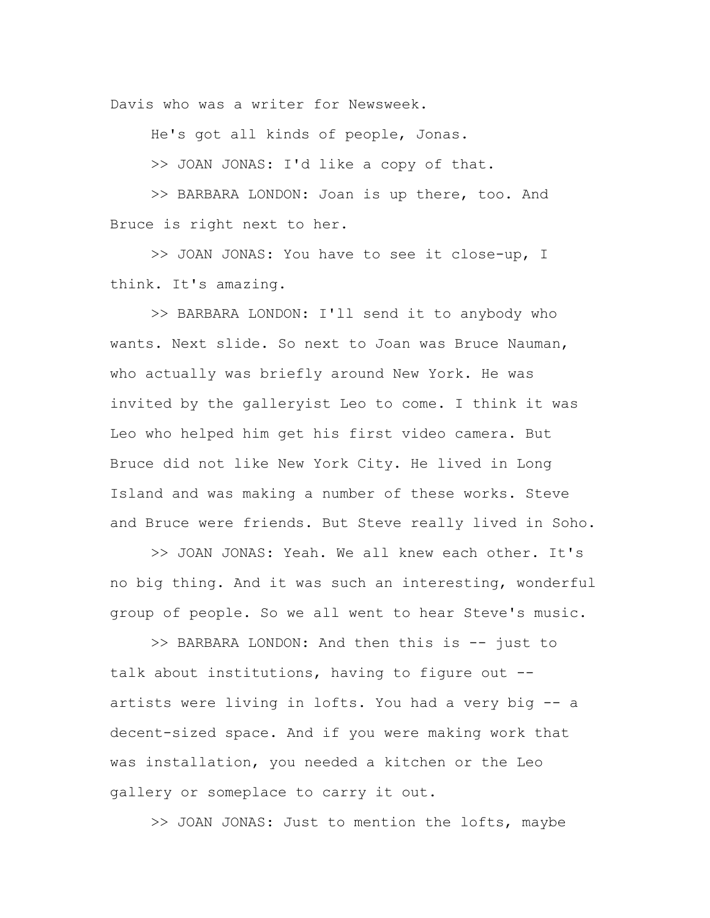Davis who was a writer for Newsweek.

He's got all kinds of people, Jonas.

>> JOAN JONAS: I'd like a copy of that.

>> BARBARA LONDON: Joan is up there, too. And Bruce is right next to her.

>> JOAN JONAS: You have to see it close-up, I think. It's amazing.

>> BARBARA LONDON: I'll send it to anybody who wants. Next slide. So next to Joan was Bruce Nauman, who actually was briefly around New York. He was invited by the galleryist Leo to come. I think it was Leo who helped him get his first video camera. But Bruce did not like New York City. He lived in Long Island and was making a number of these works. Steve and Bruce were friends. But Steve really lived in Soho.

>> JOAN JONAS: Yeah. We all knew each other. It's no big thing. And it was such an interesting, wonderful group of people. So we all went to hear Steve's music.

>> BARBARA LONDON: And then this is -- just to talk about institutions, having to figure out -- artists were living in lofts. You had a very big -- a decent-sized space. And if you were making work that was installation, you needed a kitchen or the Leo gallery or someplace to carry it out.

>> JOAN JONAS: Just to mention the lofts, maybe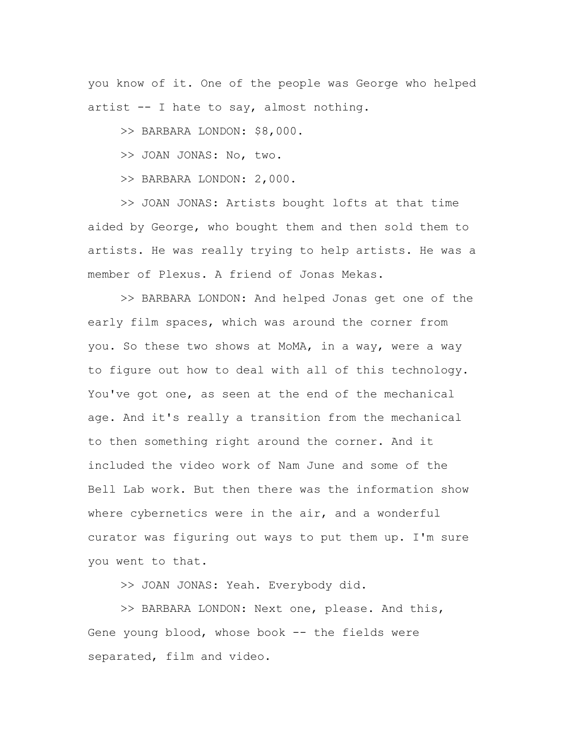you know of it. One of the people was George who helped artist -- I hate to say, almost nothing.

>> BARBARA LONDON: $8,000.

>> JOAN JONAS: No, two.

>> BARBARA LONDON: 2,000.

>> JOAN JONAS: Artists bought lofts at that time aided by George, who bought them and then sold them to artists. He was really trying to help artists. He was a member of Plexus. A friend of Jonas Mekas.

>> BARBARA LONDON: And helped Jonas get one of the early film spaces, which was around the corner from you. So these two shows at MoMA, in a way, were a way to figure out how to deal with all of this technology. You've got one, as seen at the end of the mechanical age. And it's really a transition from the mechanical to then something right around the corner. And it included the video work of Nam June and some of the Bell Lab work. But then there was the information show where cybernetics were in the air, and a wonderful curator was figuring out ways to put them up. I'm sure you went to that.

>> JOAN JONAS: Yeah. Everybody did.

>> BARBARA LONDON: Next one, please. And this, Gene young blood, whose book -- the fields were separated, film and video.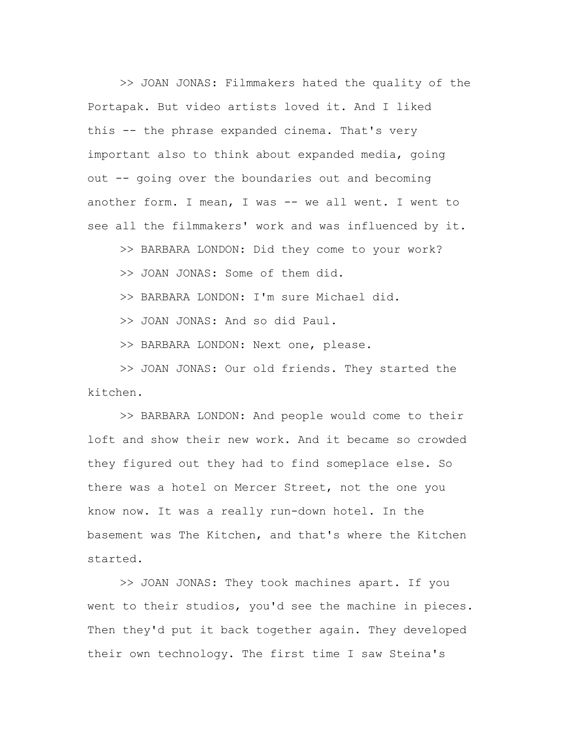>> JOAN JONAS: Filmmakers hated the quality of the Portapak. But video artists loved it. And I liked this -- the phrase expanded cinema. That's very important also to think about expanded media, going out -- going over the boundaries out and becoming another form. I mean, I was -- we all went. I went to see all the filmmakers' work and was influenced by it.

>> BARBARA LONDON: Did they come to your work?

>> JOAN JONAS: Some of them did.

>> BARBARA LONDON: I'm sure Michael did.

>> JOAN JONAS: And so did Paul.

>> BARBARA LONDON: Next one, please.

>> JOAN JONAS: Our old friends. They started the kitchen.

>> BARBARA LONDON: And people would come to their loft and show their new work. And it became so crowded they figured out they had to find someplace else. So there was a hotel on Mercer Street, not the one you know now. It was a really run-down hotel. In the basement was The Kitchen, and that's where the Kitchen started.

>> JOAN JONAS: They took machines apart. If you went to their studios, you'd see the machine in pieces. Then they'd put it back together again. They developed their own technology. The first time I saw Steina's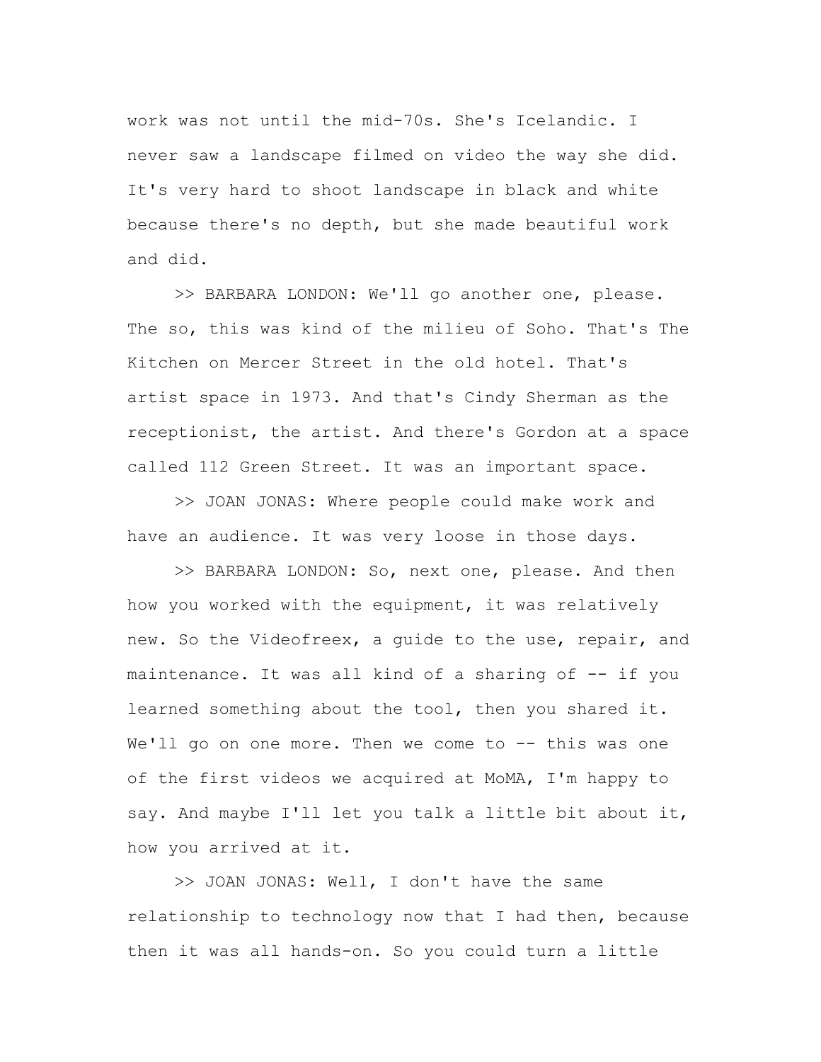work was not until the mid-70s. She's Icelandic. I never saw a landscape filmed on video the way she did. It's very hard to shoot landscape in black and white because there's no depth, but she made beautiful work and did.

>> BARBARA LONDON: We'll go another one, please. The so, this was kind of the milieu of Soho. That's The Kitchen on Mercer Street in the old hotel. That's artist space in 1973. And that's Cindy Sherman as the receptionist, the artist. And there's Gordon at a space called 112 Green Street. It was an important space.

>> JOAN JONAS: Where people could make work and have an audience. It was very loose in those days.

>> BARBARA LONDON: So, next one, please. And then how you worked with the equipment, it was relatively new. So the Videofreex, a guide to the use, repair, and maintenance. It was all kind of a sharing of -- if you learned something about the tool, then you shared it. We'll go on one more. Then we come to -- this was one of the first videos we acquired at MoMA, I'm happy to say. And maybe I'll let you talk a little bit about it, how you arrived at it.

>> JOAN JONAS: Well, I don't have the same relationship to technology now that I had then, because then it was all hands-on. So you could turn a little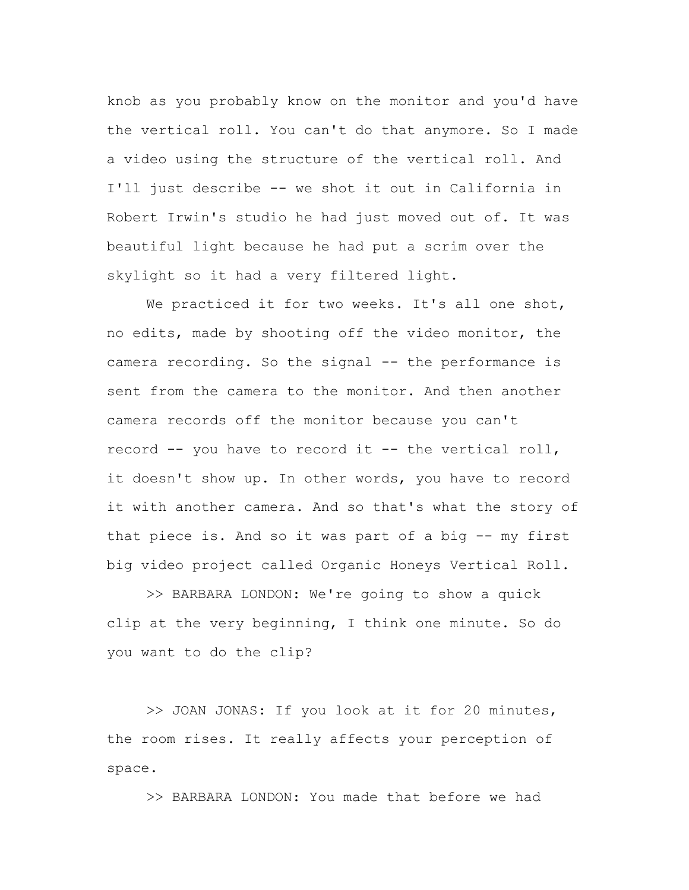knob as you probably know on the monitor and you'd have the vertical roll. You can't do that anymore. So I made a video using the structure of the vertical roll. And I'll just describe -- we shot it out in California in Robert Irwin's studio he had just moved out of. It was beautiful light because he had put a scrim over the skylight so it had a very filtered light.

We practiced it for two weeks. It's all one shot, no edits, made by shooting off the video monitor, the camera recording. So the signal -- the performance is sent from the camera to the monitor. And then another camera records off the monitor because you can't record -- you have to record it -- the vertical roll, it doesn't show up. In other words, you have to record it with another camera. And so that's what the story of that piece is. And so it was part of a big -- my first big video project called Organic Honeys Vertical Roll.

>> BARBARA LONDON: We're going to show a quick clip at the very beginning, I think one minute. So do you want to do the clip?

>> JOAN JONAS: If you look at it for 20 minutes, the room rises. It really affects your perception of space.

>> BARBARA LONDON: You made that before we had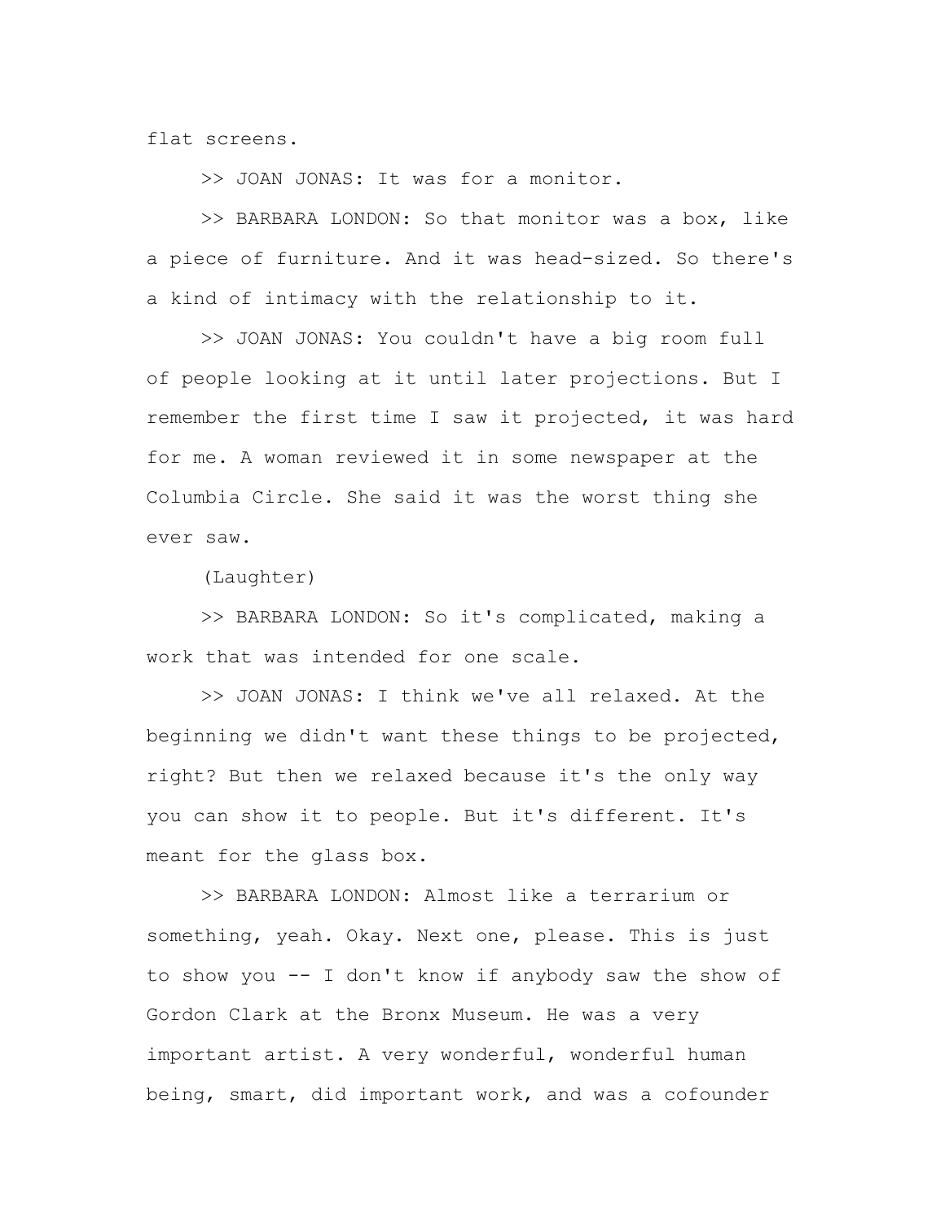flat screens.

>> JOAN JONAS: It was for a monitor.

>> BARBARA LONDON: So that monitor was a box, like a piece of furniture. And it was head-sized. So there's a kind of intimacy with the relationship to it.

>> JOAN JONAS: You couldn't have a big room full of people looking at it until later projections. But I remember the first time I saw it projected, it was hard for me. A woman reviewed it in some newspaper at the Columbia Circle. She said it was the worst thing she ever saw.

(Laughter)

>> BARBARA LONDON: So it's complicated, making a work that was intended for one scale.

>> JOAN JONAS: I think we've all relaxed. At the beginning we didn't want these things to be projected, right? But then we relaxed because it's the only way you can show it to people. But it's different. It's meant for the glass box.

>> BARBARA LONDON: Almost like a terrarium or something, yeah. Okay. Next one, please. This is just to show you -- I don't know if anybody saw the show of Gordon Clark at the Bronx Museum. He was a very important artist. A very wonderful, wonderful human being, smart, did important work, and was a cofounder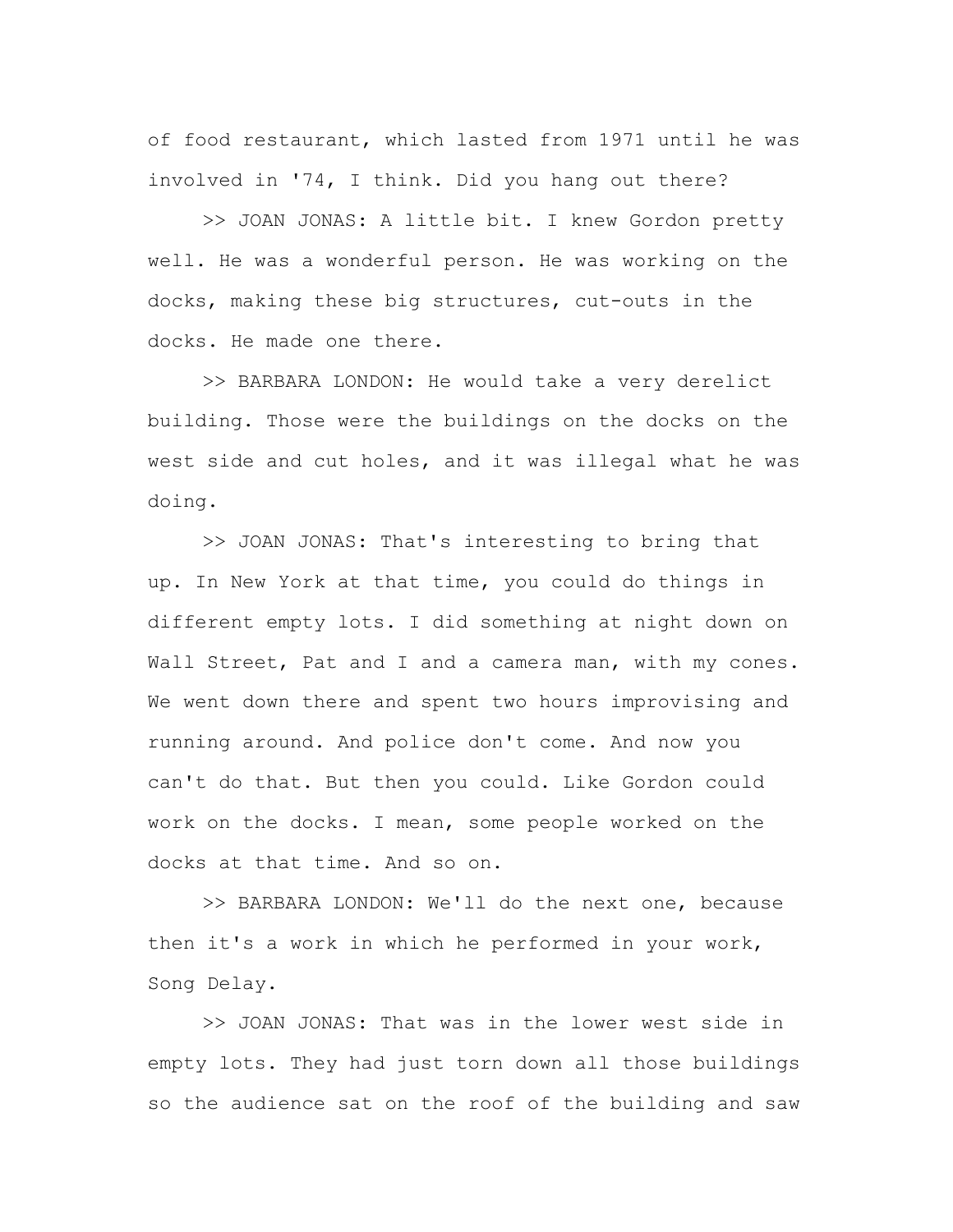of food restaurant, which lasted from 1971 until he was involved in '74, I think. Did you hang out there?

>> JOAN JONAS: A little bit. I knew Gordon pretty well. He was a wonderful person. He was working on the docks, making these big structures, cut-outs in the docks. He made one there.

>> BARBARA LONDON: He would take a very derelict building. Those were the buildings on the docks on the west side and cut holes, and it was illegal what he was doing.

>> JOAN JONAS: That's interesting to bring that up. In New York at that time, you could do things in different empty lots. I did something at night down on Wall Street, Pat and I and a camera man, with my cones. We went down there and spent two hours improvising and running around. And police don't come. And now you can't do that. But then you could. Like Gordon could work on the docks. I mean, some people worked on the docks at that time. And so on.

>> BARBARA LONDON: We'll do the next one, because then it's a work in which he performed in your work, Song Delay.

>> JOAN JONAS: That was in the lower west side in empty lots. They had just torn down all those buildings so the audience sat on the roof of the building and saw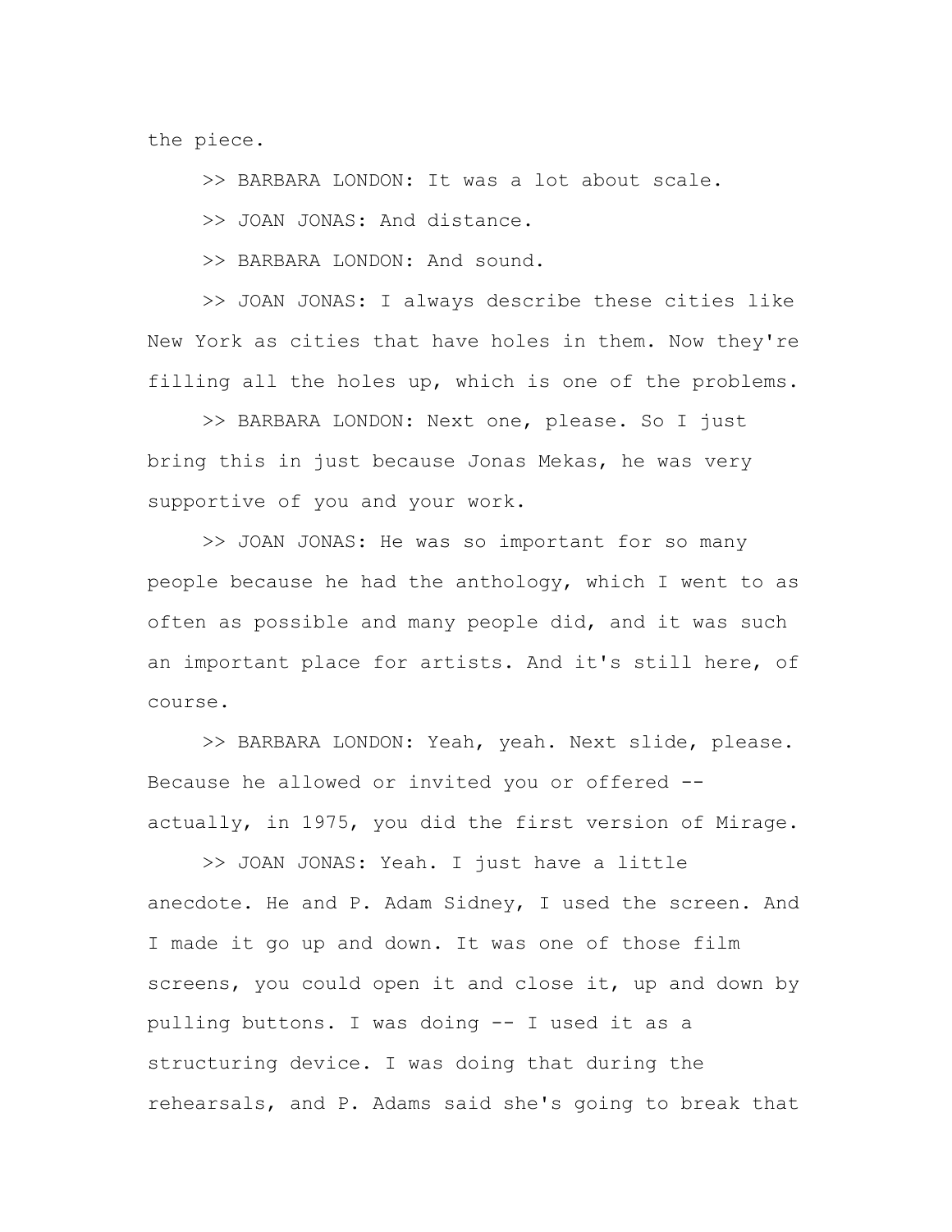the piece.

>> BARBARA LONDON: It was a lot about scale.

>> JOAN JONAS: And distance.

>> BARBARA LONDON: And sound.

>> JOAN JONAS: I always describe these cities like New York as cities that have holes in them. Now they're filling all the holes up, which is one of the problems.

>> BARBARA LONDON: Next one, please. So I just bring this in just because Jonas Mekas, he was very supportive of you and your work.

>> JOAN JONAS: He was so important for so many people because he had the anthology, which I went to as often as possible and many people did, and it was such an important place for artists. And it's still here, of course.

>> BARBARA LONDON: Yeah, yeah. Next slide, please. Because he allowed or invited you or offered -- actually, in 1975, you did the first version of Mirage.

>> JOAN JONAS: Yeah. I just have a little anecdote. He and P. Adam Sidney, I used the screen. And I made it go up and down. It was one of those film screens, you could open it and close it, up and down by pulling buttons. I was doing -- I used it as a structuring device. I was doing that during the rehearsals, and P. Adams said she's going to break that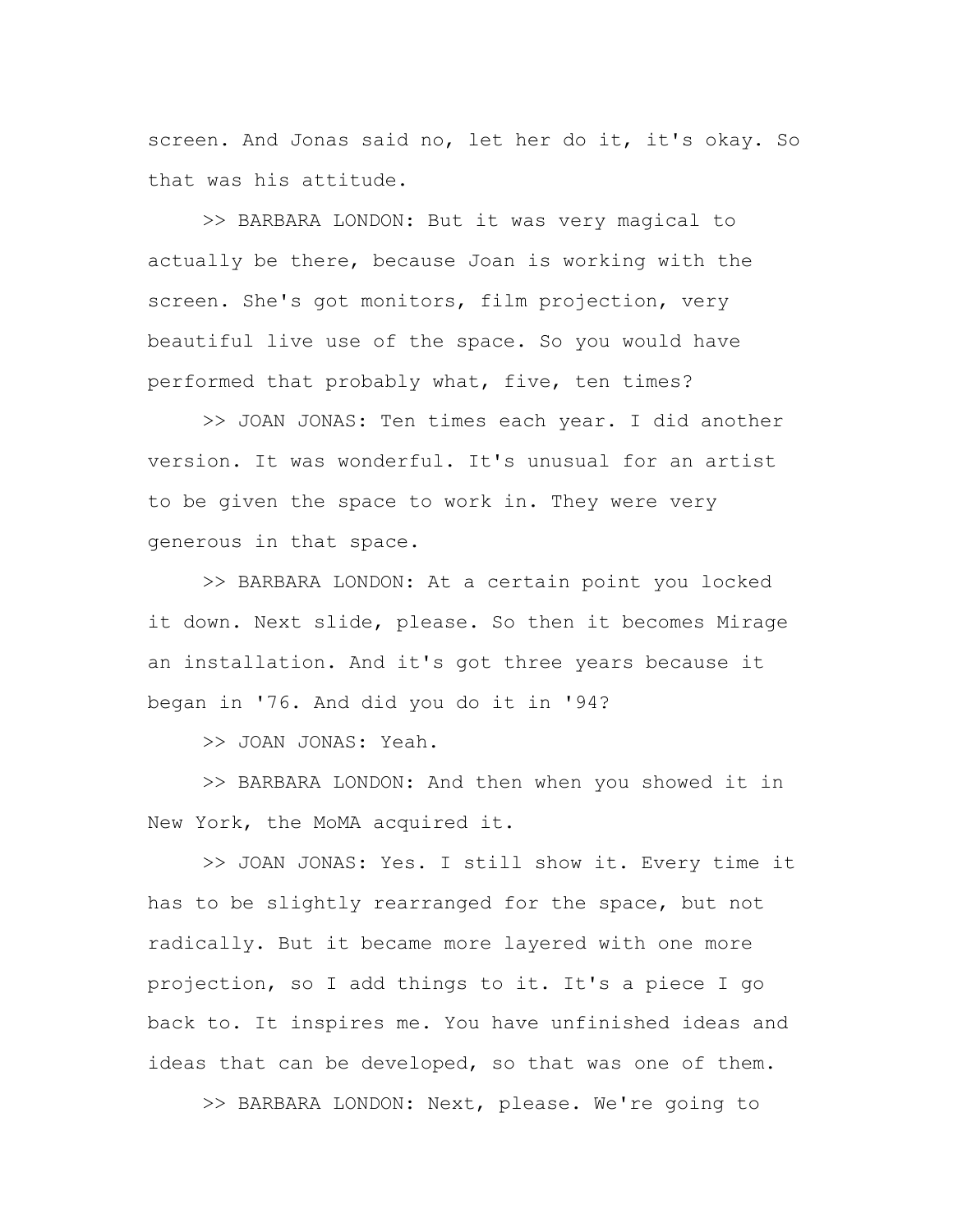screen. And Jonas said no, let her do it, it's okay. So that was his attitude.

>> BARBARA LONDON: But it was very magical to actually be there, because Joan is working with the screen. She's got monitors, film projection, very beautiful live use of the space. So you would have performed that probably what, five, ten times?

>> JOAN JONAS: Ten times each year. I did another version. It was wonderful. It's unusual for an artist to be given the space to work in. They were very generous in that space.

>> BARBARA LONDON: At a certain point you locked it down. Next slide, please. So then it becomes Mirage an installation. And it's got three years because it began in '76. And did you do it in '94?

>> JOAN JONAS: Yeah.

>> BARBARA LONDON: And then when you showed it in New York, the MoMA acquired it.

>> JOAN JONAS: Yes. I still show it. Every time it has to be slightly rearranged for the space, but not radically. But it became more layered with one more projection, so I add things to it. It's a piece I go back to. It inspires me. You have unfinished ideas and ideas that can be developed, so that was one of them.

>> BARBARA LONDON: Next, please. We're going to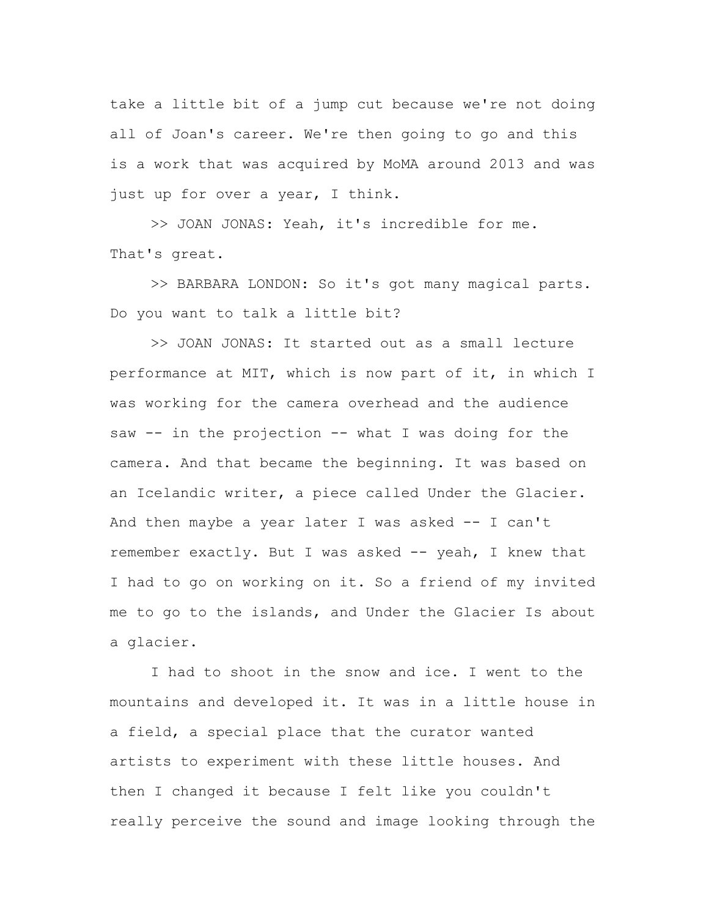take a little bit of a jump cut because we're not doing all of Joan's career. We're then going to go and this is a work that was acquired by MoMA around 2013 and was just up for over a year, I think.

>> JOAN JONAS: Yeah, it's incredible for me. That's great.

>> BARBARA LONDON: So it's got many magical parts. Do you want to talk a little bit?

>> JOAN JONAS: It started out as a small lecture performance at MIT, which is now part of it, in which I was working for the camera overhead and the audience saw -- in the projection -- what I was doing for the camera. And that became the beginning. It was based on an Icelandic writer, a piece called Under the Glacier. And then maybe a year later I was asked -- I can't remember exactly. But I was asked -- yeah, I knew that I had to go on working on it. So a friend of my invited me to go to the islands, and Under the Glacier Is about a glacier.

I had to shoot in the snow and ice. I went to the mountains and developed it. It was in a little house in a field, a special place that the curator wanted artists to experiment with these little houses. And then I changed it because I felt like you couldn't really perceive the sound and image looking through the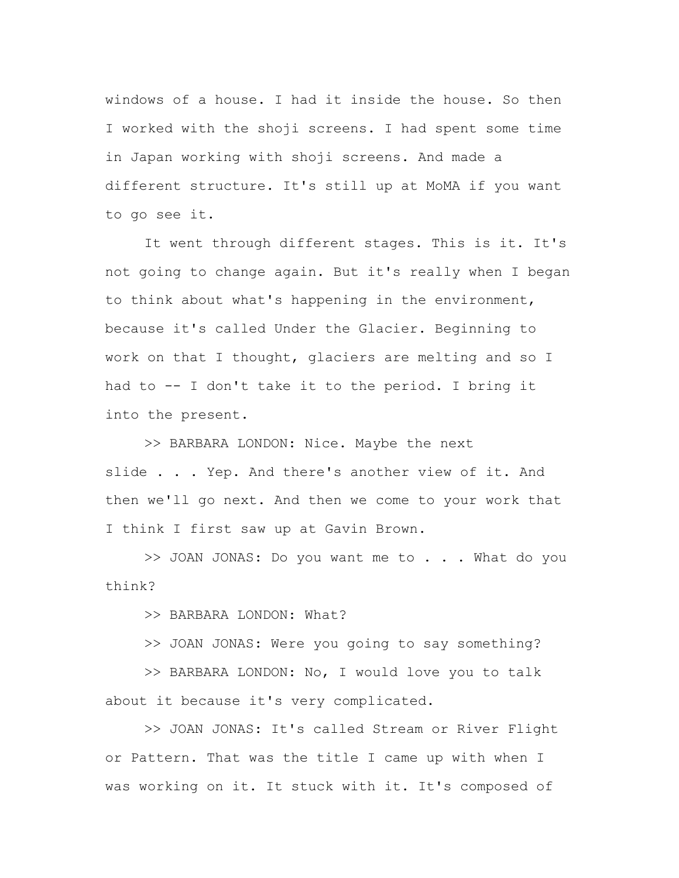windows of a house. I had it inside the house. So then I worked with the shoji screens. I had spent some time in Japan working with shoji screens. And made a different structure. It's still up at MoMA if you want to go see it.

It went through different stages. This is it. It's not going to change again. But it's really when I began to think about what's happening in the environment, because it's called Under the Glacier. Beginning to work on that I thought, glaciers are melting and so I had to -- I don't take it to the period. I bring it into the present.

>> BARBARA LONDON: Nice. Maybe the next slide . . . Yep. And there's another view of it. And then we'll go next. And then we come to your work that I think I first saw up at Gavin Brown.

>> JOAN JONAS: Do you want me to . . . What do you think?

>> BARBARA LONDON: What?

>> JOAN JONAS: Were you going to say something?

>> BARBARA LONDON: No, I would love you to talk about it because it's very complicated.

>> JOAN JONAS: It's called Stream or River Flight or Pattern. That was the title I came up with when I was working on it. It stuck with it. It's composed of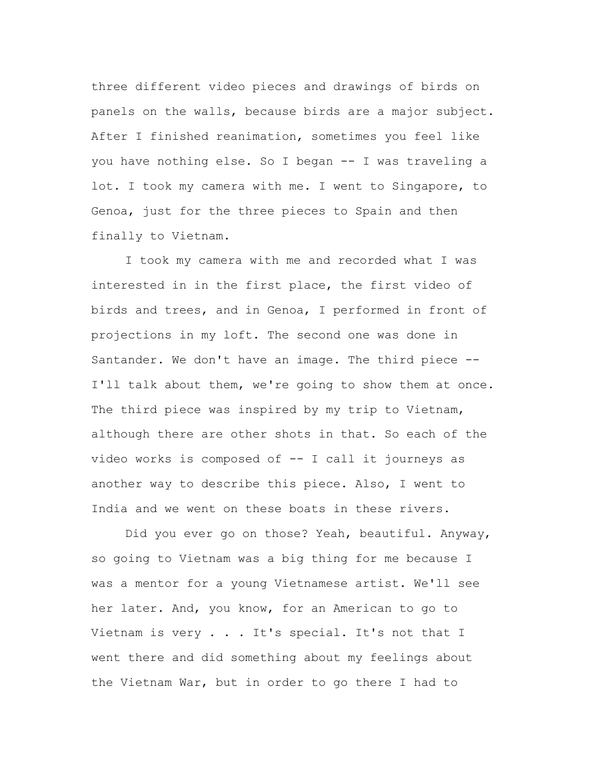three different video pieces and drawings of birds on panels on the walls, because birds are a major subject. After I finished reanimation, sometimes you feel like you have nothing else. So I began -- I was traveling a lot. I took my camera with me. I went to Singapore, to Genoa, just for the three pieces to Spain and then finally to Vietnam.

I took my camera with me and recorded what I was interested in in the first place, the first video of birds and trees, and in Genoa, I performed in front of projections in my loft. The second one was done in Santander. We don't have an image. The third piece -- I'll talk about them, we're going to show them at once. The third piece was inspired by my trip to Vietnam, although there are other shots in that. So each of the video works is composed of -- I call it journeys as another way to describe this piece. Also, I went to India and we went on these boats in these rivers.

Did you ever go on those? Yeah, beautiful. Anyway, so going to Vietnam was a big thing for me because I was a mentor for a young Vietnamese artist. We'll see her later. And, you know, for an American to go to Vietnam is very . . . It's special. It's not that I went there and did something about my feelings about the Vietnam War, but in order to go there I had to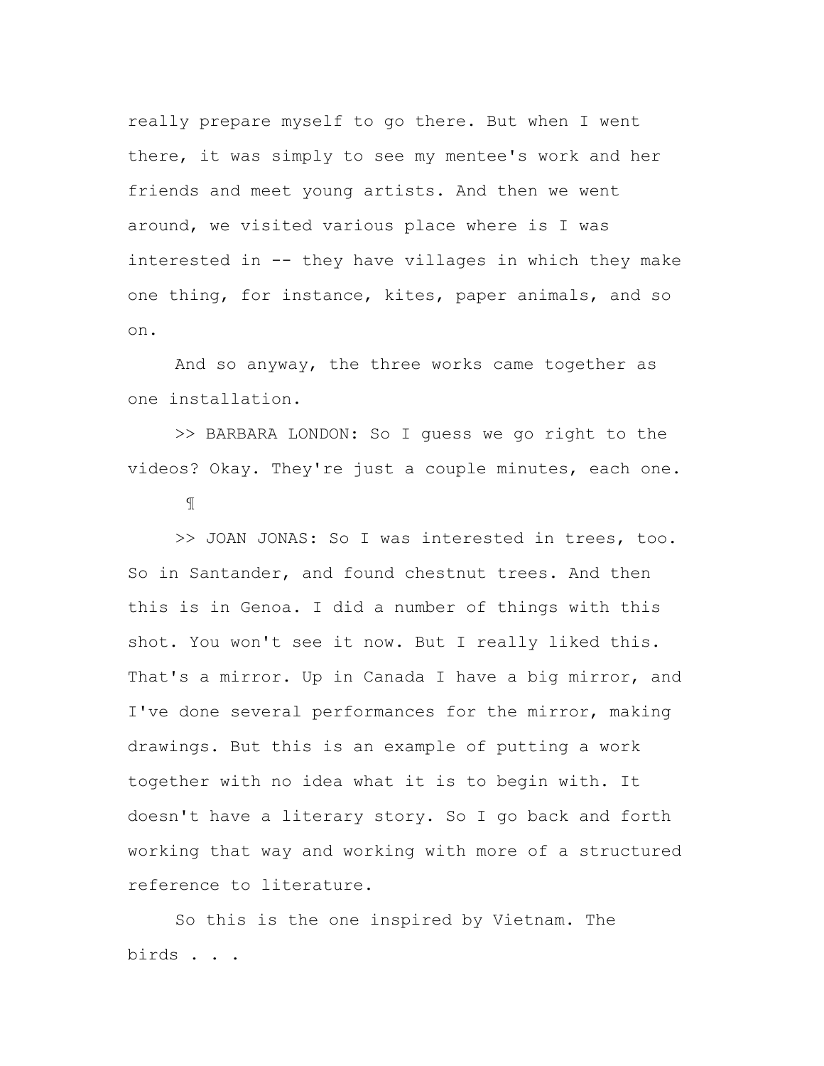really prepare myself to go there. But when I went there, it was simply to see my mentee's work and her friends and meet young artists. And then we went around, we visited various place where is I was interested in -- they have villages in which they make one thing, for instance, kites, paper animals, and so on.

And so anyway, the three works came together as one installation.

>> BARBARA LONDON: So I guess we go right to the videos? Okay. They're just a couple minutes, each one.

¶

>> JOAN JONAS: So I was interested in trees, too. So in Santander, and found chestnut trees. And then this is in Genoa. I did a number of things with this shot. You won't see it now. But I really liked this. That's a mirror. Up in Canada I have a big mirror, and I've done several performances for the mirror, making drawings. But this is an example of putting a work together with no idea what it is to begin with. It doesn't have a literary story. So I go back and forth working that way and working with more of a structured reference to literature.

So this is the one inspired by Vietnam. The birds . . .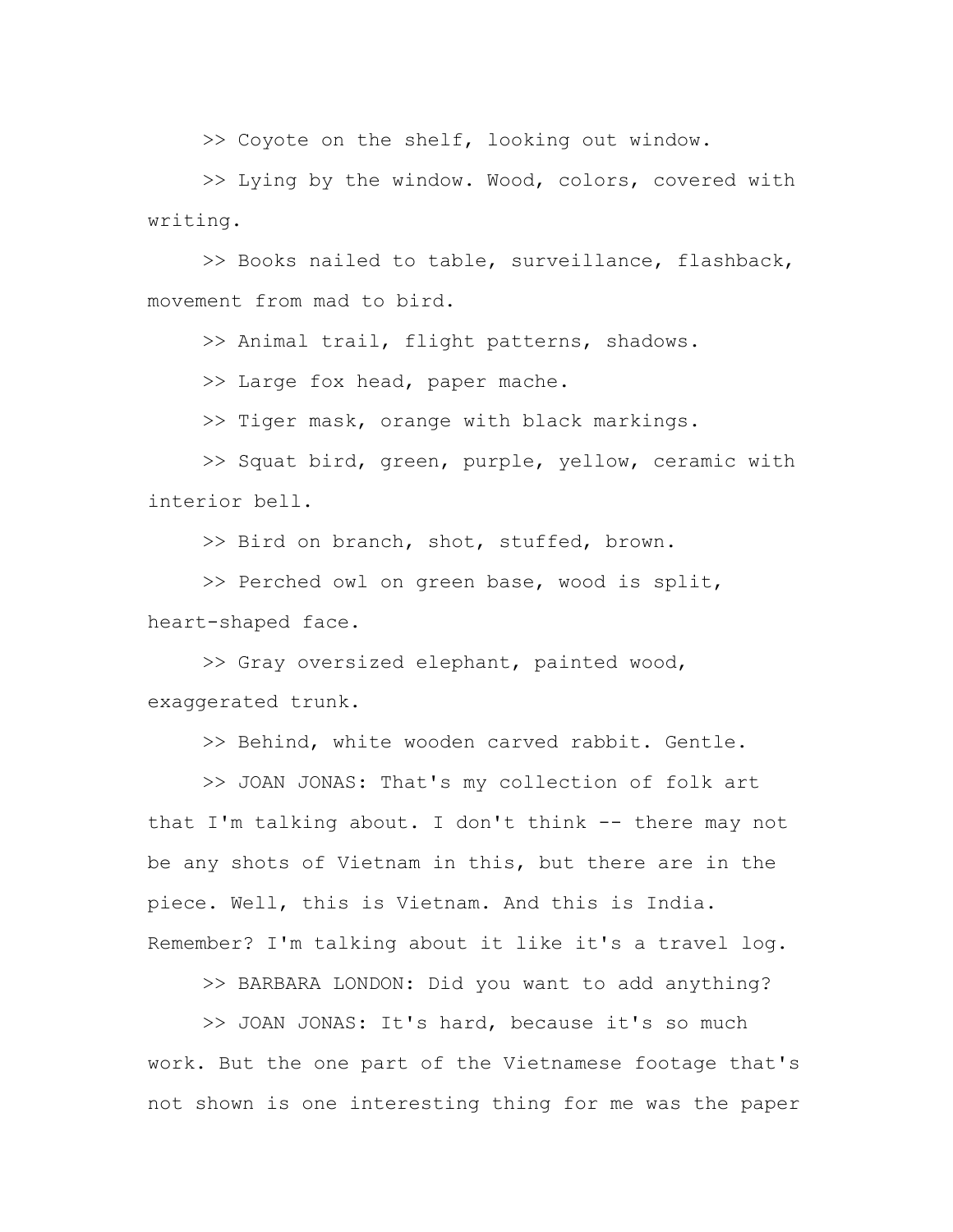>> Coyote on the shelf, looking out window.

>> Lying by the window. Wood, colors, covered with writing.

>> Books nailed to table, surveillance, flashback, movement from mad to bird.

>> Animal trail, flight patterns, shadows.

>> Large fox head, paper mache.

>> Tiger mask, orange with black markings.

>> Squat bird, green, purple, yellow, ceramic with interior bell.

>> Bird on branch, shot, stuffed, brown.

>> Perched owl on green base, wood is split, heart-shaped face.

>> Gray oversized elephant, painted wood, exaggerated trunk.

>> Behind, white wooden carved rabbit. Gentle.

>> JOAN JONAS: That's my collection of folk art that I'm talking about. I don't think -- there may not be any shots of Vietnam in this, but there are in the piece. Well, this is Vietnam. And this is India. Remember? I'm talking about it like it's a travel log.

>> BARBARA LONDON: Did you want to add anything?

>> JOAN JONAS: It's hard, because it's so much work. But the one part of the Vietnamese footage that's not shown is one interesting thing for me was the paper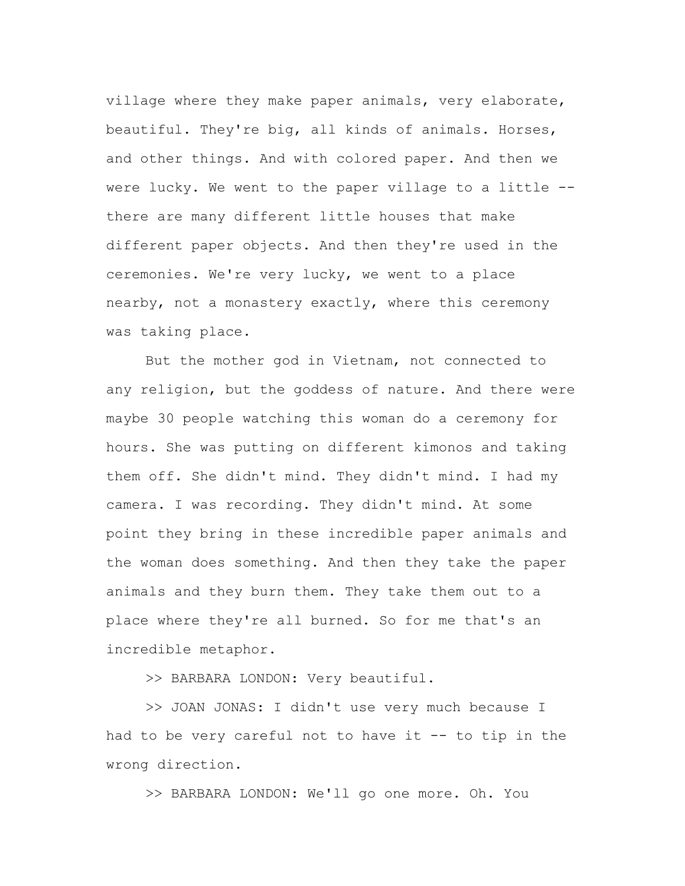village where they make paper animals, very elaborate, beautiful. They're big, all kinds of animals. Horses, and other things. And with colored paper. And then we were lucky. We went to the paper village to a little -- there are many different little houses that make different paper objects. And then they're used in the ceremonies. We're very lucky, we went to a place nearby, not a monastery exactly, where this ceremony was taking place.

But the mother god in Vietnam, not connected to any religion, but the goddess of nature. And there were maybe 30 people watching this woman do a ceremony for hours. She was putting on different kimonos and taking them off. She didn't mind. They didn't mind. I had my camera. I was recording. They didn't mind. At some point they bring in these incredible paper animals and the woman does something. And then they take the paper animals and they burn them. They take them out to a place where they're all burned. So for me that's an incredible metaphor.

>> BARBARA LONDON: Very beautiful.

>> JOAN JONAS: I didn't use very much because I had to be very careful not to have it -- to tip in the wrong direction.

>> BARBARA LONDON: We'll go one more. Oh. You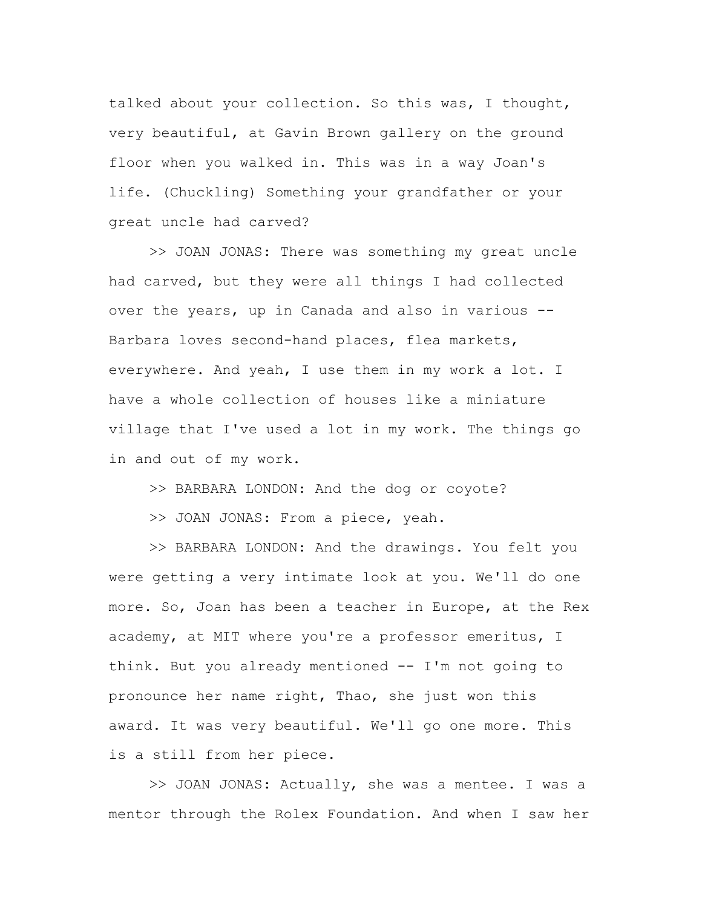talked about your collection. So this was, I thought, very beautiful, at Gavin Brown gallery on the ground floor when you walked in. This was in a way Joan's life. (Chuckling) Something your grandfather or your great uncle had carved?

>> JOAN JONAS: There was something my great uncle had carved, but they were all things I had collected over the years, up in Canada and also in various -- Barbara loves second-hand places, flea markets, everywhere. And yeah, I use them in my work a lot. I have a whole collection of houses like a miniature village that I've used a lot in my work. The things go in and out of my work.

>> BARBARA LONDON: And the dog or coyote?

>> JOAN JONAS: From a piece, yeah.

>> BARBARA LONDON: And the drawings. You felt you were getting a very intimate look at you. We'll do one more. So, Joan has been a teacher in Europe, at the Rex academy, at MIT where you're a professor emeritus, I think. But you already mentioned -- I'm not going to pronounce her name right, Thao, she just won this award. It was very beautiful. We'll go one more. This is a still from her piece.

>> JOAN JONAS: Actually, she was a mentee. I was a mentor through the Rolex Foundation. And when I saw her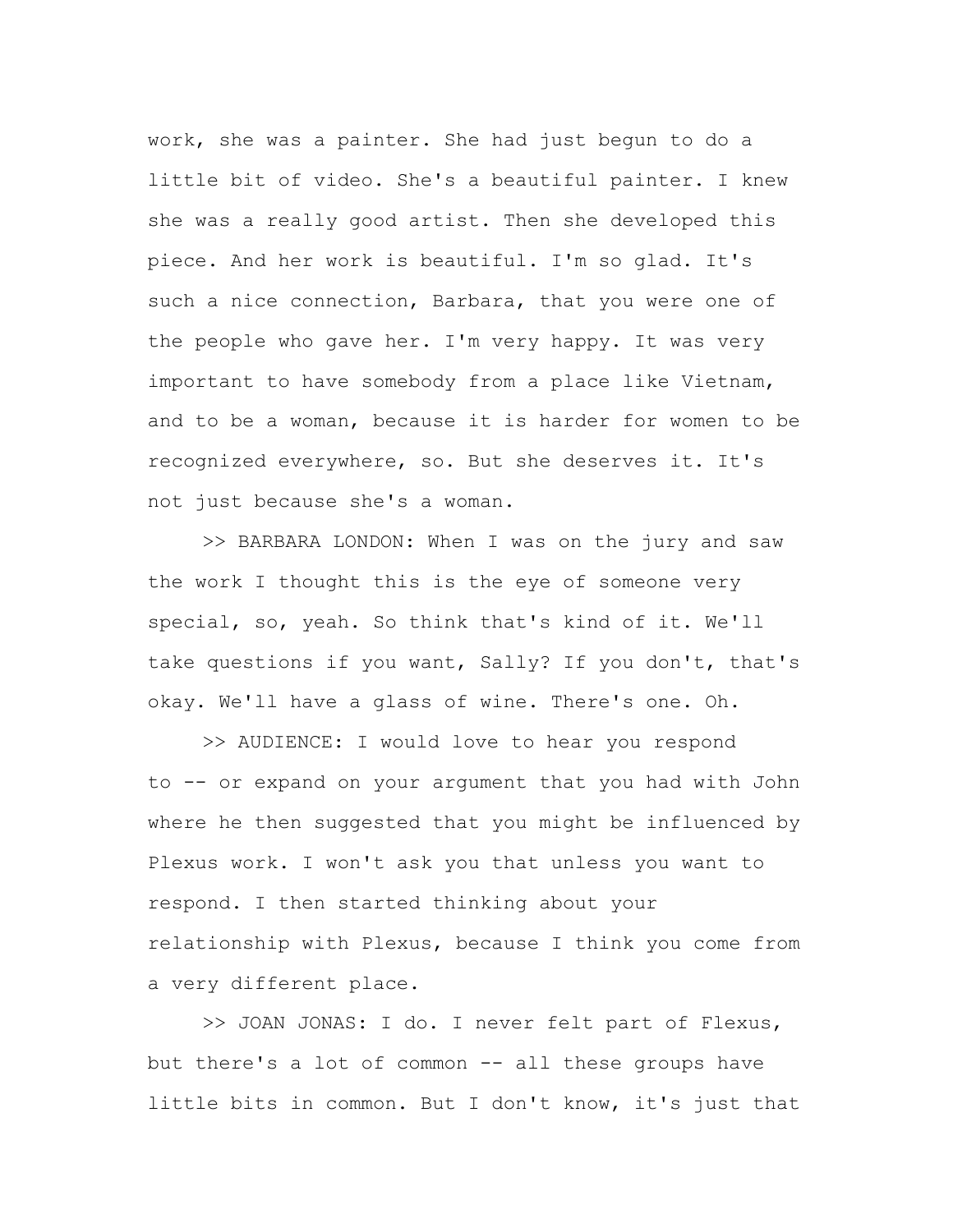work, she was a painter. She had just begun to do a little bit of video. She's a beautiful painter. I knew she was a really good artist. Then she developed this piece. And her work is beautiful. I'm so glad. It's such a nice connection, Barbara, that you were one of the people who gave her. I'm very happy. It was very important to have somebody from a place like Vietnam, and to be a woman, because it is harder for women to be recognized everywhere, so. But she deserves it. It's not just because she's a woman.

>> BARBARA LONDON: When I was on the jury and saw the work I thought this is the eye of someone very special, so, yeah. So think that's kind of it. We'll take questions if you want, Sally? If you don't, that's okay. We'll have a glass of wine. There's one. Oh.

>> AUDIENCE: I would love to hear you respond to -- or expand on your argument that you had with John where he then suggested that you might be influenced by Plexus work. I won't ask you that unless you want to respond. I then started thinking about your relationship with Plexus, because I think you come from a very different place.

>> JOAN JONAS: I do. I never felt part of Flexus, but there's a lot of common -- all these groups have little bits in common. But I don't know, it's just that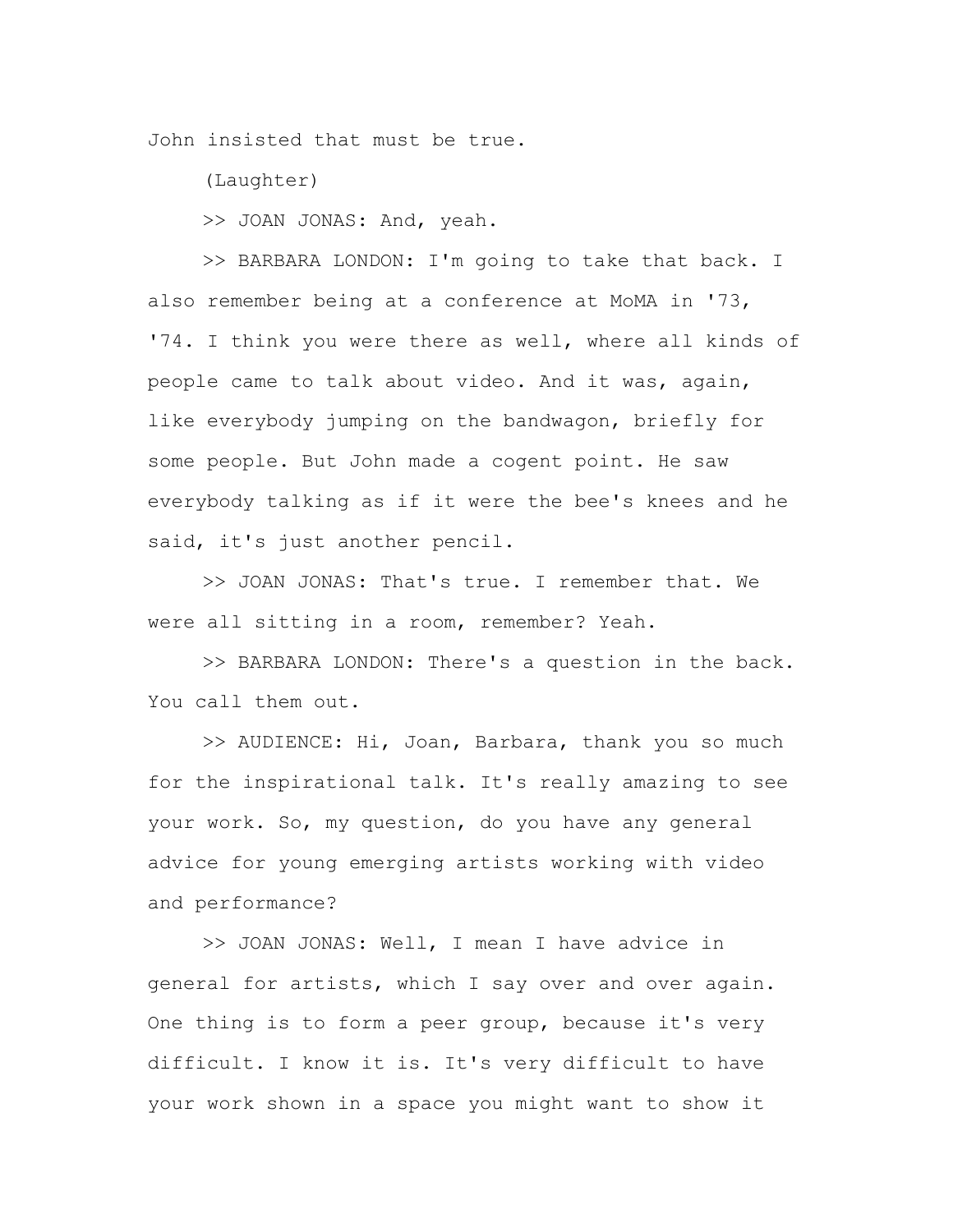John insisted that must be true.

(Laughter)

>> JOAN JONAS: And, yeah.

>> BARBARA LONDON: I'm going to take that back. I also remember being at a conference at MoMA in '73, '74. I think you were there as well, where all kinds of people came to talk about video. And it was, again, like everybody jumping on the bandwagon, briefly for some people. But John made a cogent point. He saw everybody talking as if it were the bee's knees and he said, it's just another pencil.

>> JOAN JONAS: That's true. I remember that. We were all sitting in a room, remember? Yeah.

>> BARBARA LONDON: There's a question in the back. You call them out.

>> AUDIENCE: Hi, Joan, Barbara, thank you so much for the inspirational talk. It's really amazing to see your work. So, my question, do you have any general advice for young emerging artists working with video and performance?

>> JOAN JONAS: Well, I mean I have advice in general for artists, which I say over and over again. One thing is to form a peer group, because it's very difficult. I know it is. It's very difficult to have your work shown in a space you might want to show it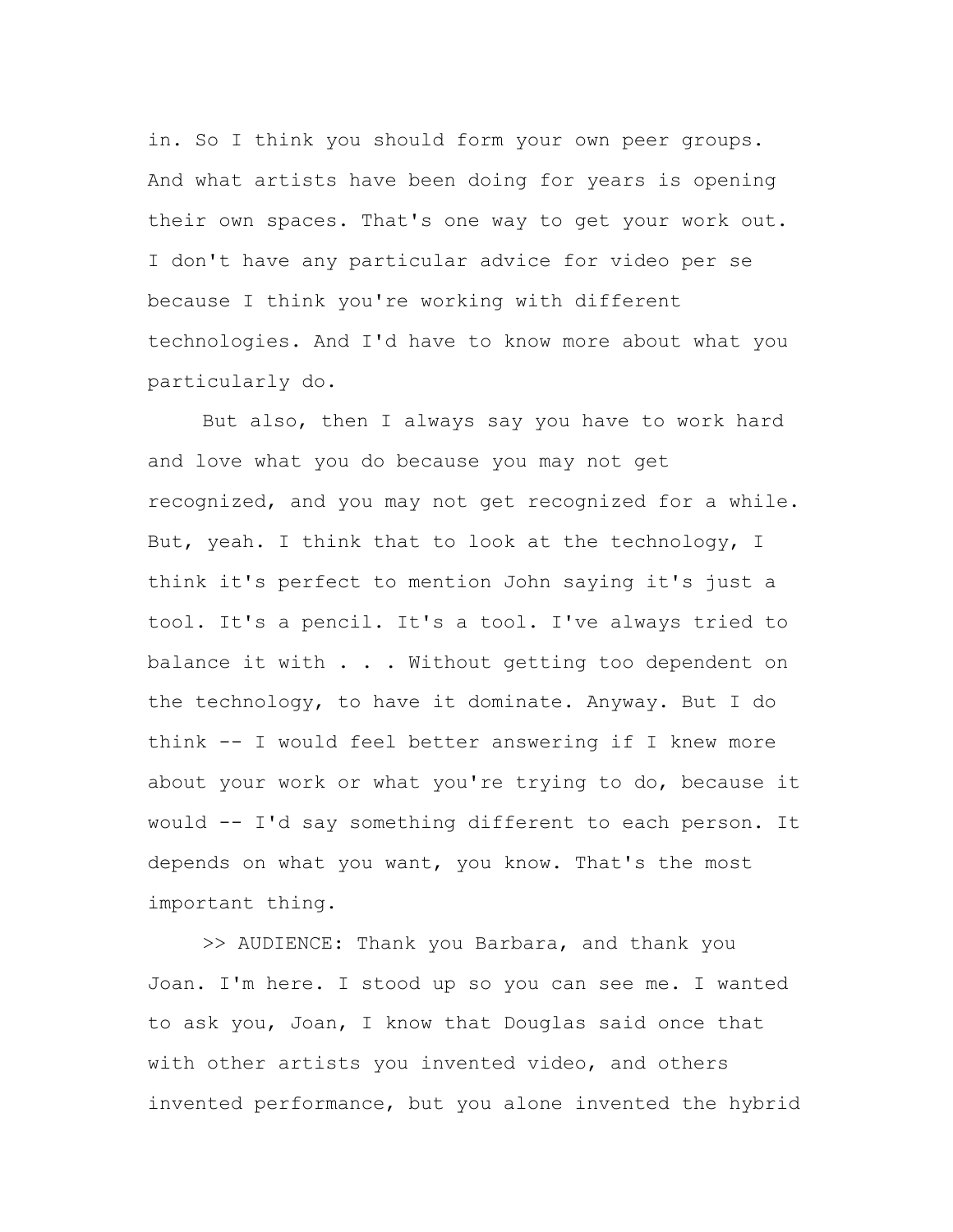in. So I think you should form your own peer groups. And what artists have been doing for years is opening their own spaces. That's one way to get your work out. I don't have any particular advice for video per se because I think you're working with different technologies. And I'd have to know more about what you particularly do.

But also, then I always say you have to work hard and love what you do because you may not get recognized, and you may not get recognized for a while. But, yeah. I think that to look at the technology, I think it's perfect to mention John saying it's just a tool. It's a pencil. It's a tool. I've always tried to balance it with . . . Without getting too dependent on the technology, to have it dominate. Anyway. But I do think -- I would feel better answering if I knew more about your work or what you're trying to do, because it would -- I'd say something different to each person. It depends on what you want, you know. That's the most important thing.

>> AUDIENCE: Thank you Barbara, and thank you Joan. I'm here. I stood up so you can see me. I wanted to ask you, Joan, I know that Douglas said once that with other artists you invented video, and others invented performance, but you alone invented the hybrid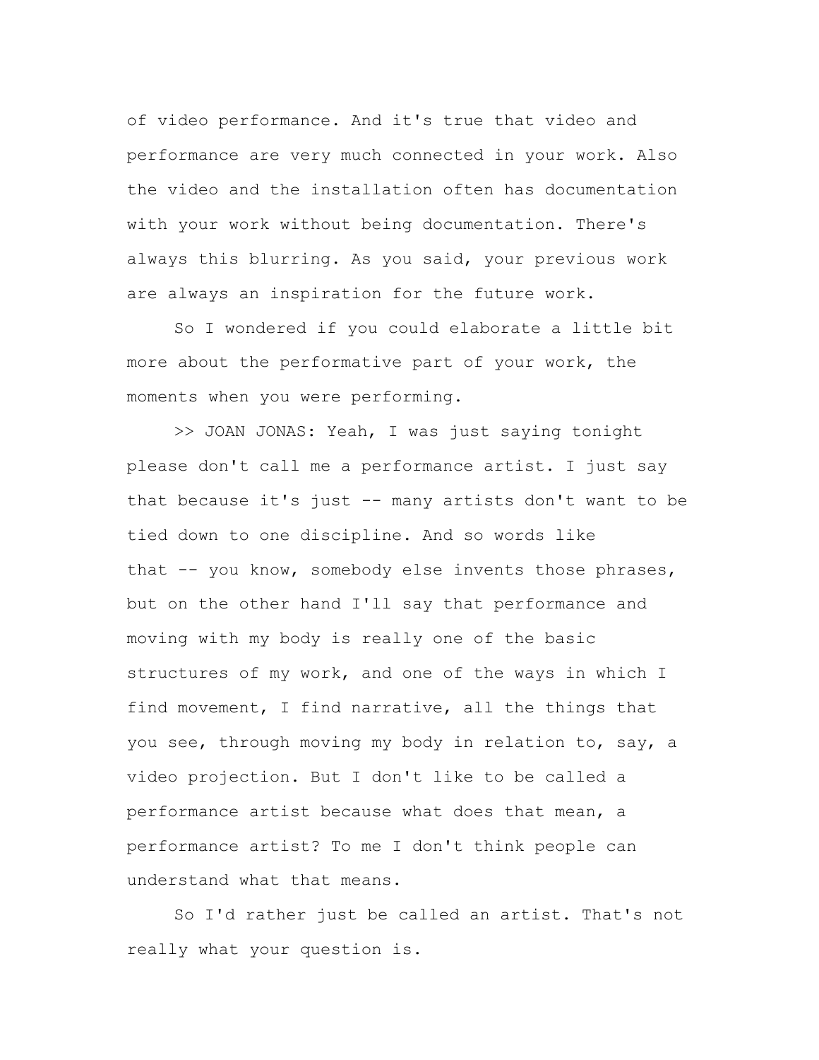of video performance. And it's true that video and performance are very much connected in your work. Also the video and the installation often has documentation with your work without being documentation. There's always this blurring. As you said, your previous work are always an inspiration for the future work.

So I wondered if you could elaborate a little bit more about the performative part of your work, the moments when you were performing.

>> JOAN JONAS: Yeah, I was just saying tonight please don't call me a performance artist. I just say that because it's just -- many artists don't want to be tied down to one discipline. And so words like that -- you know, somebody else invents those phrases, but on the other hand I'll say that performance and moving with my body is really one of the basic structures of my work, and one of the ways in which I find movement, I find narrative, all the things that you see, through moving my body in relation to, say, a video projection. But I don't like to be called a performance artist because what does that mean, a performance artist? To me I don't think people can understand what that means.

So I'd rather just be called an artist. That's not really what your question is.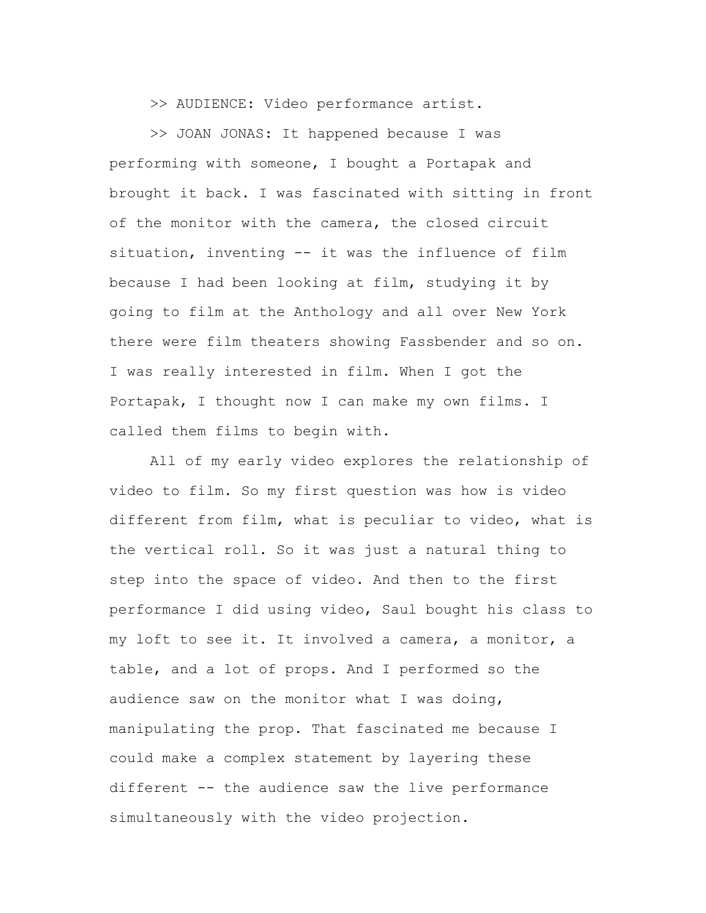>> AUDIENCE: Video performance artist.

>> JOAN JONAS: It happened because I was performing with someone, I bought a Portapak and brought it back. I was fascinated with sitting in front of the monitor with the camera, the closed circuit situation, inventing -- it was the influence of film because I had been looking at film, studying it by going to film at the Anthology and all over New York there were film theaters showing Fassbender and so on. I was really interested in film. When I got the Portapak, I thought now I can make my own films. I called them films to begin with.

All of my early video explores the relationship of video to film. So my first question was how is video different from film, what is peculiar to video, what is the vertical roll. So it was just a natural thing to step into the space of video. And then to the first performance I did using video, Saul bought his class to my loft to see it. It involved a camera, a monitor, a table, and a lot of props. And I performed so the audience saw on the monitor what I was doing, manipulating the prop. That fascinated me because I could make a complex statement by layering these different -- the audience saw the live performance simultaneously with the video projection.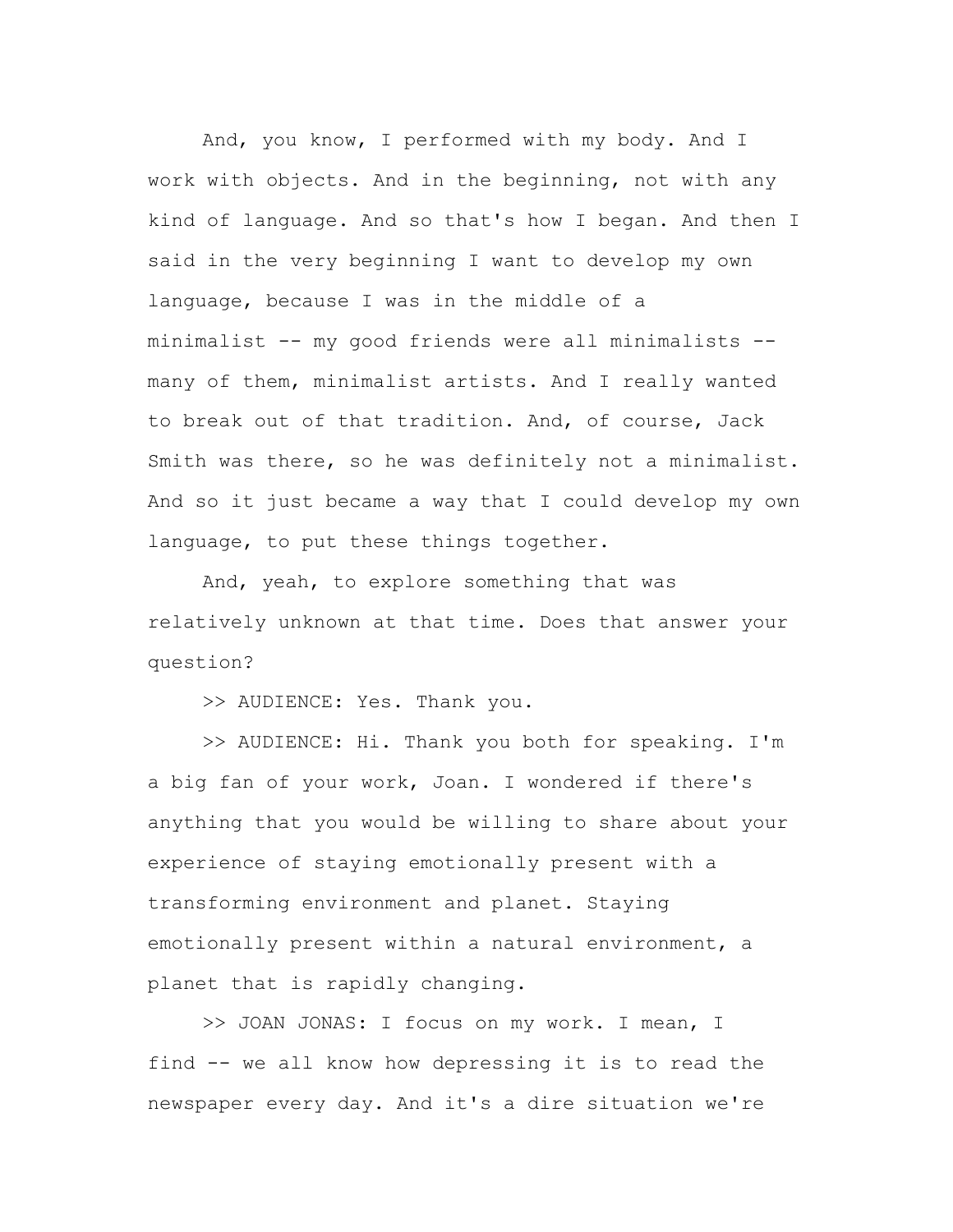And, you know, I performed with my body. And I work with objects. And in the beginning, not with any kind of language. And so that's how I began. And then I said in the very beginning I want to develop my own language, because I was in the middle of a minimalist -- my good friends were all minimalists -- many of them, minimalist artists. And I really wanted to break out of that tradition. And, of course, Jack Smith was there, so he was definitely not a minimalist. And so it just became a way that I could develop my own language, to put these things together.

And, yeah, to explore something that was relatively unknown at that time. Does that answer your question?

>> AUDIENCE: Yes. Thank you.

>> AUDIENCE: Hi. Thank you both for speaking. I'm a big fan of your work, Joan. I wondered if there's anything that you would be willing to share about your experience of staying emotionally present with a transforming environment and planet. Staying emotionally present within a natural environment, a planet that is rapidly changing.

>> JOAN JONAS: I focus on my work. I mean, I find -- we all know how depressing it is to read the newspaper every day. And it's a dire situation we're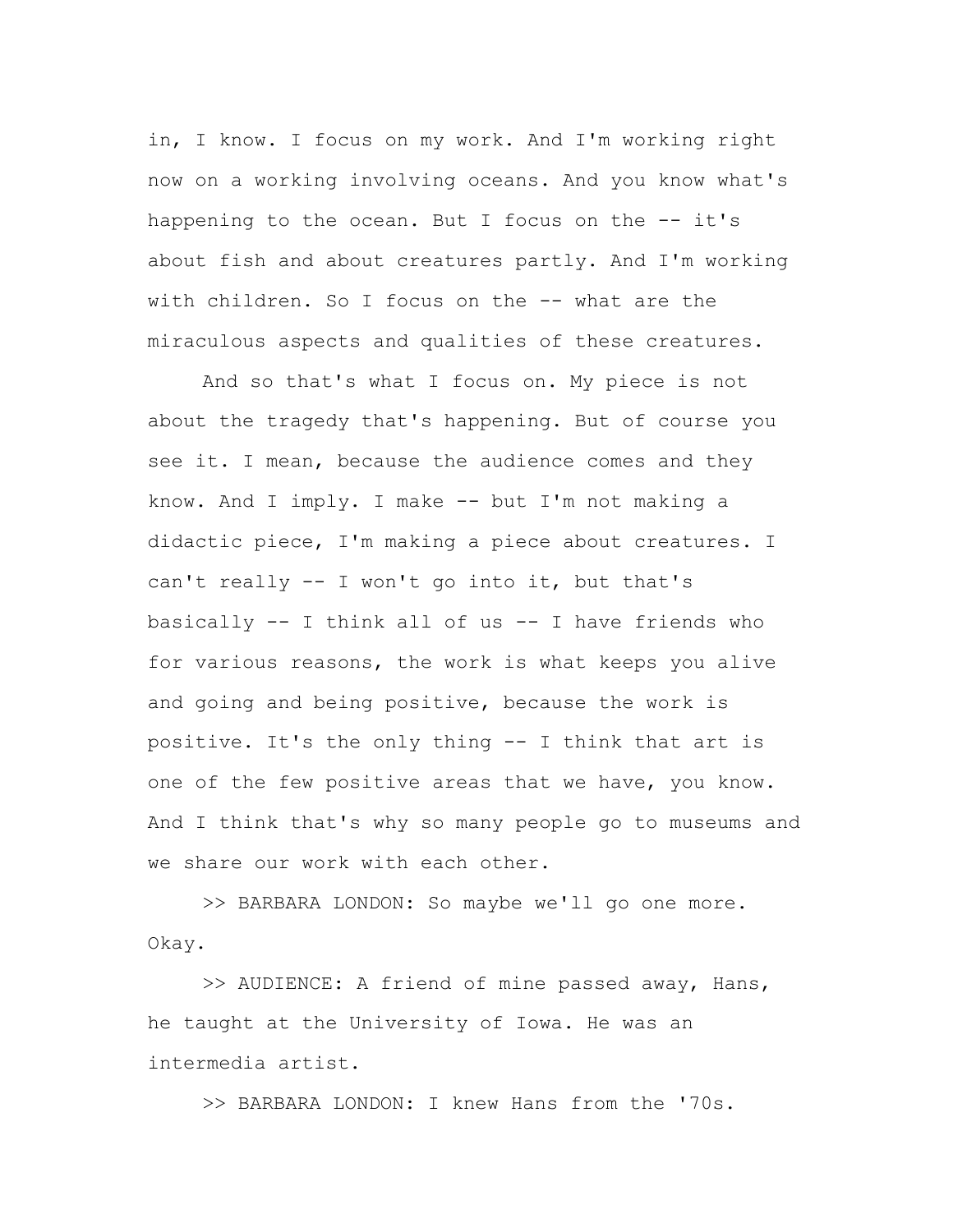in, I know. I focus on my work. And I'm working right now on a working involving oceans. And you know what's happening to the ocean. But I focus on the -- it's about fish and about creatures partly. And I'm working with children. So I focus on the -- what are the miraculous aspects and qualities of these creatures.

And so that's what I focus on. My piece is not about the tragedy that's happening. But of course you see it. I mean, because the audience comes and they know. And I imply. I make -- but I'm not making a didactic piece, I'm making a piece about creatures. I can't really -- I won't go into it, but that's basically -- I think all of us -- I have friends who for various reasons, the work is what keeps you alive and going and being positive, because the work is positive. It's the only thing -- I think that art is one of the few positive areas that we have, you know. And I think that's why so many people go to museums and we share our work with each other.

>> BARBARA LONDON: So maybe we'll go one more. Okay.

>> AUDIENCE: A friend of mine passed away, Hans, he taught at the University of Iowa. He was an intermedia artist.

>> BARBARA LONDON: I knew Hans from the '70s.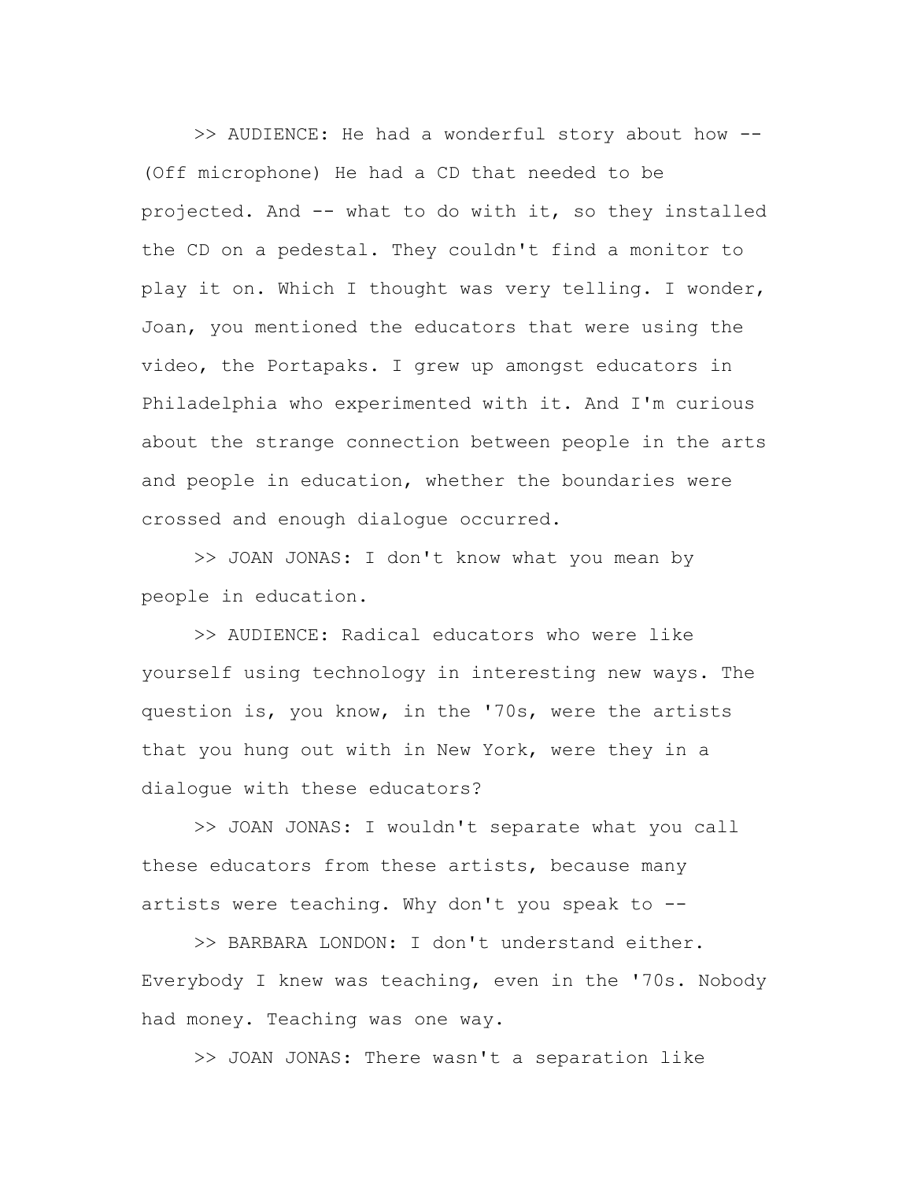>> AUDIENCE: He had a wonderful story about how -- (Off microphone) He had a CD that needed to be projected. And -- what to do with it, so they installed the CD on a pedestal. They couldn't find a monitor to play it on. Which I thought was very telling. I wonder, Joan, you mentioned the educators that were using the video, the Portapaks. I grew up amongst educators in Philadelphia who experimented with it. And I'm curious about the strange connection between people in the arts and people in education, whether the boundaries were crossed and enough dialogue occurred.

>> JOAN JONAS: I don't know what you mean by people in education.

>> AUDIENCE: Radical educators who were like yourself using technology in interesting new ways. The question is, you know, in the '70s, were the artists that you hung out with in New York, were they in a dialogue with these educators?

>> JOAN JONAS: I wouldn't separate what you call these educators from these artists, because many artists were teaching. Why don't you speak to --

>> BARBARA LONDON: I don't understand either. Everybody I knew was teaching, even in the '70s. Nobody had money. Teaching was one way.

>> JOAN JONAS: There wasn't a separation like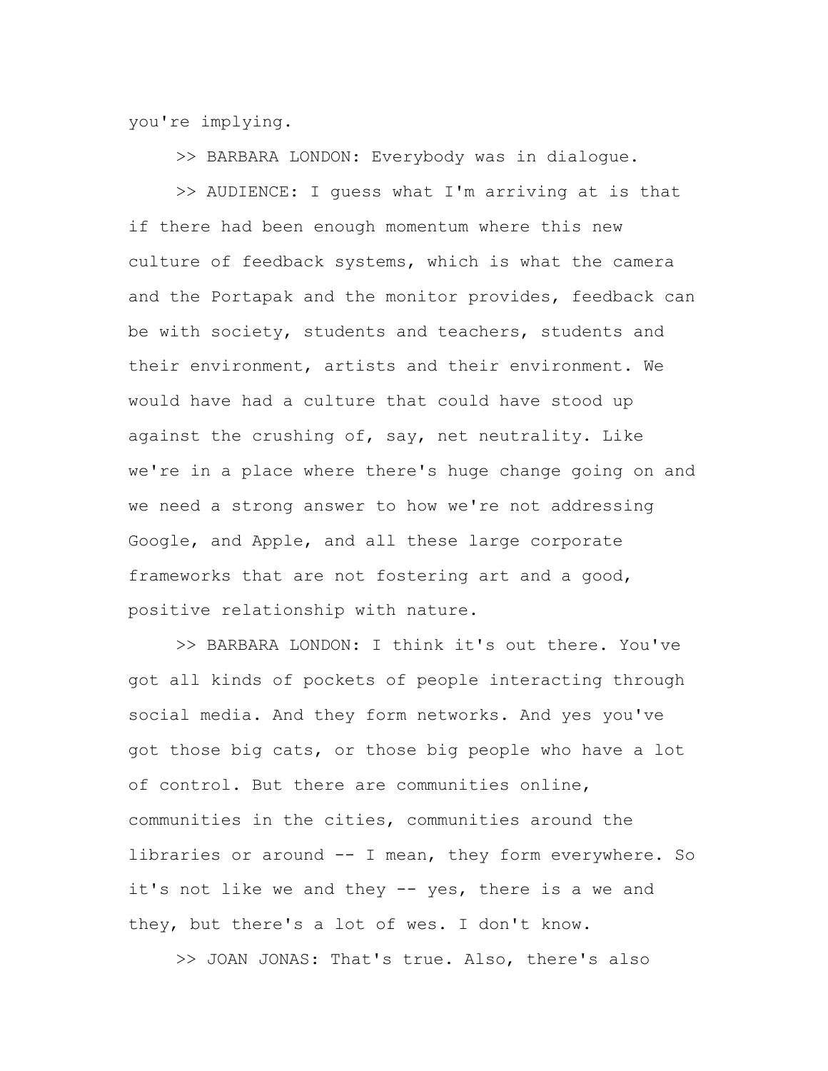you're implying.

>> BARBARA LONDON: Everybody was in dialogue.

>> AUDIENCE: I guess what I'm arriving at is that if there had been enough momentum where this new culture of feedback systems, which is what the camera and the Portapak and the monitor provides, feedback can be with society, students and teachers, students and their environment, artists and their environment. We would have had a culture that could have stood up against the crushing of, say, net neutrality. Like we're in a place where there's huge change going on and we need a strong answer to how we're not addressing Google, and Apple, and all these large corporate frameworks that are not fostering art and a good, positive relationship with nature.

>> BARBARA LONDON: I think it's out there. You've got all kinds of pockets of people interacting through social media. And they form networks. And yes you've got those big cats, or those big people who have a lot of control. But there are communities online, communities in the cities, communities around the libraries or around -- I mean, they form everywhere. So it's not like we and they -- yes, there is a we and they, but there's a lot of wes. I don't know.

>> JOAN JONAS: That's true. Also, there's also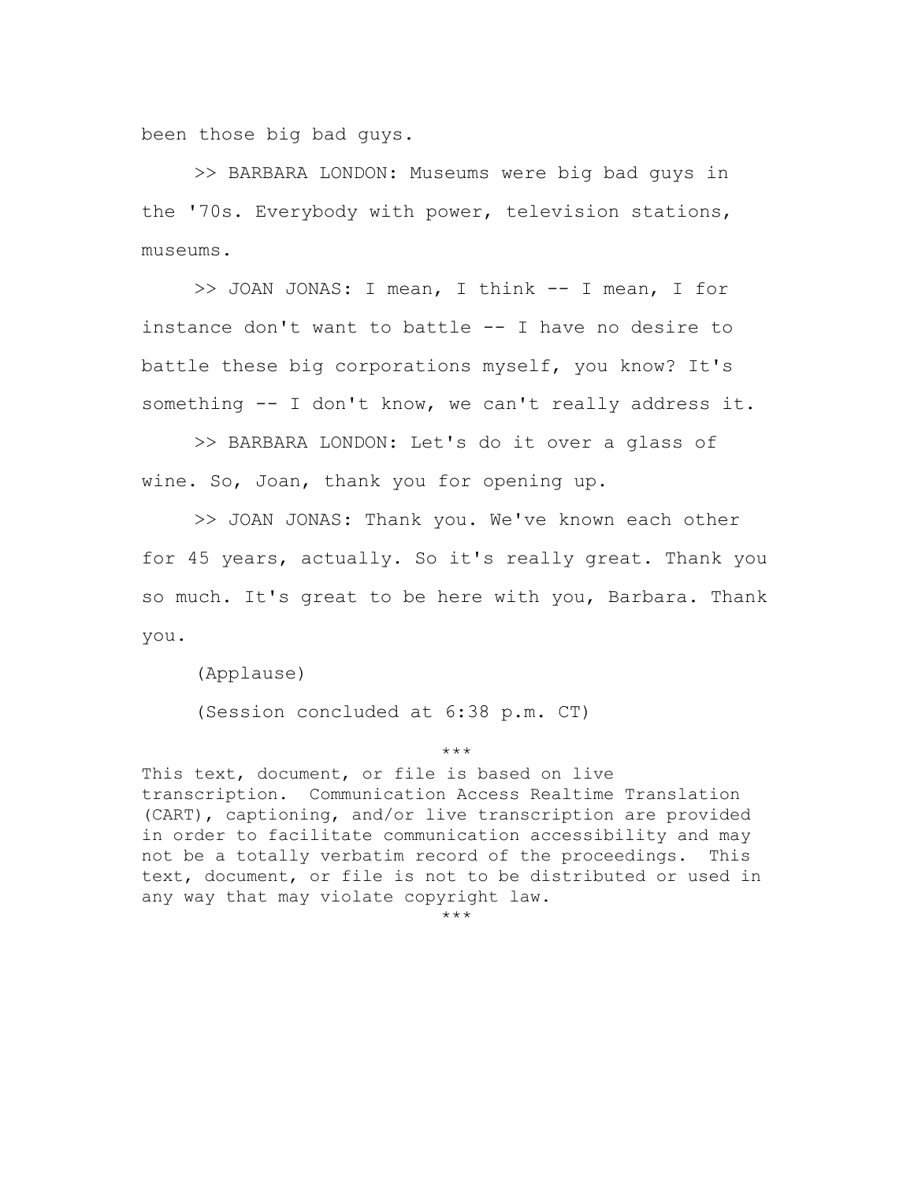been those big bad guys.

>> BARBARA LONDON: Museums were big bad guys in the '70s. Everybody with power, television stations, museums.

>> JOAN JONAS: I mean, I think -- I mean, I for instance don't want to battle -- I have no desire to battle these big corporations myself, you know? It's something -- I don't know, we can't really address it.

>> BARBARA LONDON: Let's do it over a glass of wine. So, Joan, thank you for opening up.

>> JOAN JONAS: Thank you. We've known each other for 45 years, actually. So it's really great. Thank you so much. It's great to be here with you, Barbara. Thank you.

(Applause)

(Session concluded at 6:38 p.m. CT)

***

This text, document, or file is based on live transcription. Communication Access Realtime Translation (CART), captioning, and/or live transcription are provided in order to facilitate communication accessibility and may not be a totally verbatim record of the proceedings. This text, document, or file is not to be distributed or used in any way that may violate copyright law.

***